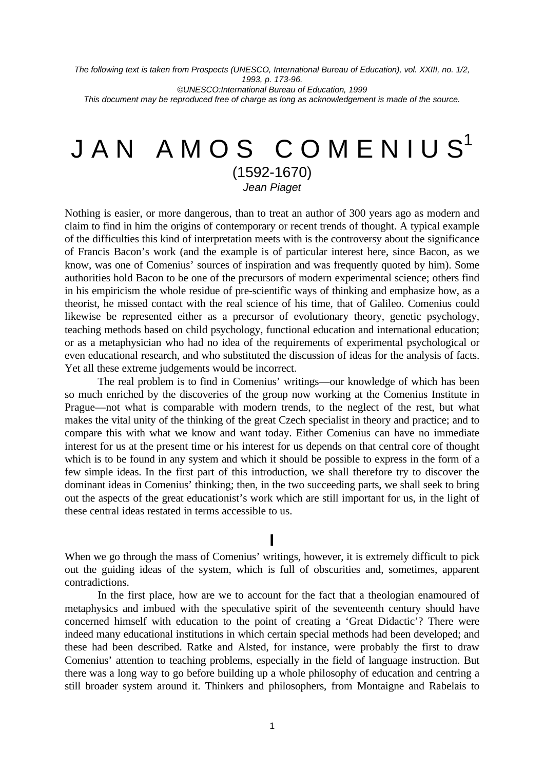*The following text is taken from Prospects (UNESCO, International Bureau of Education), vol. XXIII, no. 1/2, 1993, p. 173-96.*
*©UNESCO:International Bureau of Education, 1999*
*This document may be reproduced free of charge as long as acknowledgement is made of the source.*

# JAN AMOS COMENIUS[1]

(1592-1670)

*Jean Piaget*

Nothing is easier, or more dangerous, than to treat an author of 300 years ago as modern and claim to find in him the origins of contemporary or recent trends of thought. A typical example of the difficulties this kind of interpretation meets with is the controversy about the significance of Francis Bacon's work (and the example is of particular interest here, since Bacon, as we know, was one of Comenius' sources of inspiration and was frequently quoted by him). Some authorities hold Bacon to be one of the precursors of modern experimental science; others find in his empiricism the whole residue of pre-scientific ways of thinking and emphasize how, as a theorist, he missed contact with the real science of his time, that of Galileo. Comenius could likewise be represented either as a precursor of evolutionary theory, genetic psychology, teaching methods based on child psychology, functional education and international education; or as a metaphysician who had no idea of the requirements of experimental psychological or even educational research, and who substituted the discussion of ideas for the analysis of facts. Yet all these extreme judgements would be incorrect.

The real problem is to find in Comenius' writings—our knowledge of which has been so much enriched by the discoveries of the group now working at the Comenius Institute in Prague—not what is comparable with modern trends, to the neglect of the rest, but what makes the vital unity of the thinking of the great Czech specialist in theory and practice; and to compare this with what we know and want today. Either Comenius can have no immediate interest for us at the present time or his interest for us depends on that central core of thought which is to be found in any system and which it should be possible to express in the form of a few simple ideas. In the first part of this introduction, we shall therefore try to discover the dominant ideas in Comenius' thinking; then, in the two succeeding parts, we shall seek to bring out the aspects of the great educationist's work which are still important for us, in the light of these central ideas restated in terms accessible to us.

## I

When we go through the mass of Comenius' writings, however, it is extremely difficult to pick out the guiding ideas of the system, which is full of obscurities and, sometimes, apparent contradictions.

In the first place, how are we to account for the fact that a theologian enamoured of metaphysics and imbued with the speculative spirit of the seventeenth century should have concerned himself with education to the point of creating a 'Great Didactic'? There were indeed many educational institutions in which certain special methods had been developed; and these had been described. Ratke and Alsted, for instance, were probably the first to draw Comenius' attention to teaching problems, especially in the field of language instruction. But there was a long way to go before building up a whole philosophy of education and centring a still broader system around it. Thinkers and philosophers, from Montaigne and Rabelais to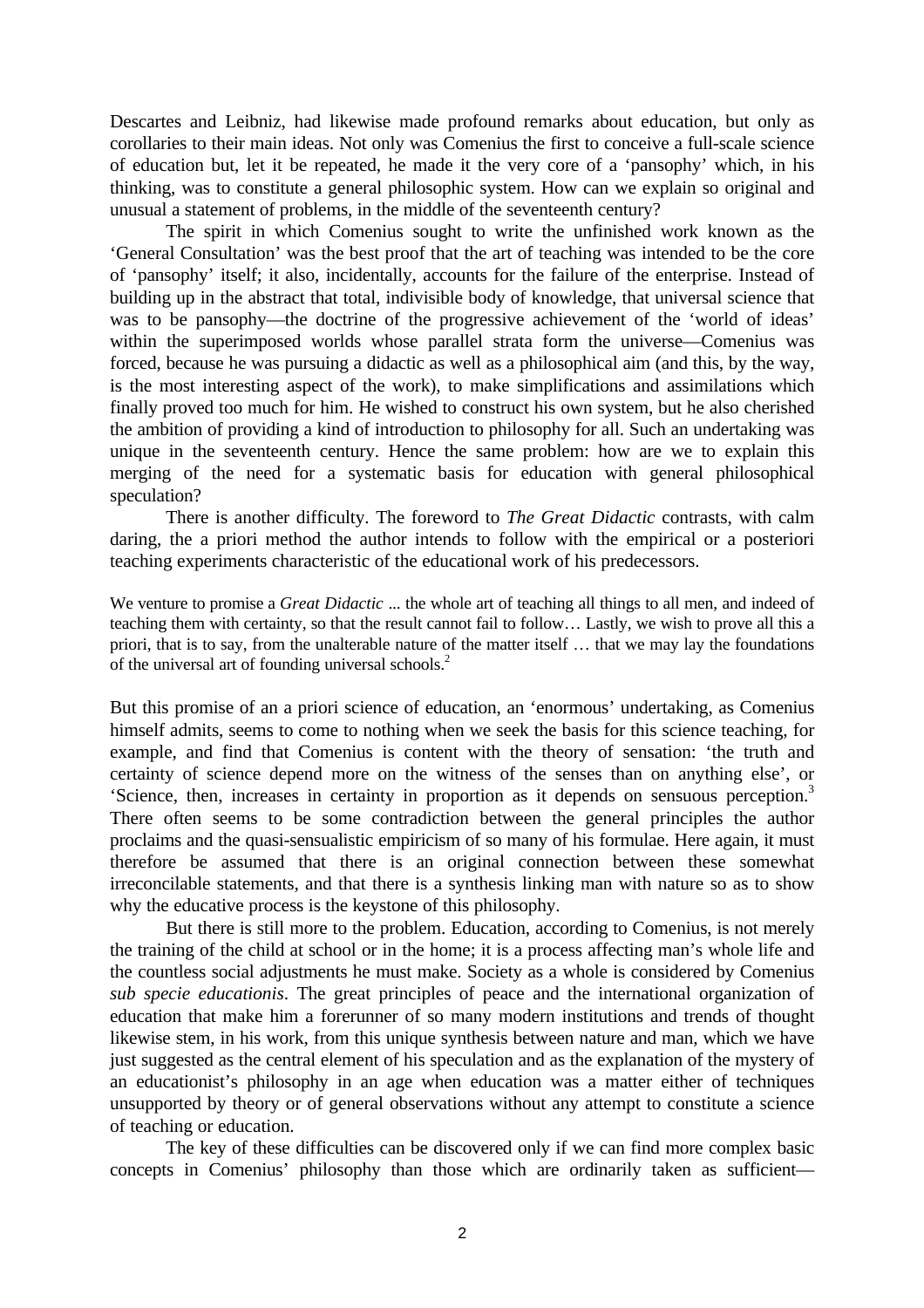Descartes and Leibniz, had likewise made profound remarks about education, but only as corollaries to their main ideas. Not only was Comenius the first to conceive a full-scale science of education but, let it be repeated, he made it the very core of a 'pansophy' which, in his thinking, was to constitute a general philosophic system. How can we explain so original and unusual a statement of problems, in the middle of the seventeenth century?

The spirit in which Comenius sought to write the unfinished work known as the 'General Consultation' was the best proof that the art of teaching was intended to be the core of 'pansophy' itself; it also, incidentally, accounts for the failure of the enterprise. Instead of building up in the abstract that total, indivisible body of knowledge, that universal science that was to be pansophy—the doctrine of the progressive achievement of the 'world of ideas' within the superimposed worlds whose parallel strata form the universe—Comenius was forced, because he was pursuing a didactic as well as a philosophical aim (and this, by the way, is the most interesting aspect of the work), to make simplifications and assimilations which finally proved too much for him. He wished to construct his own system, but he also cherished the ambition of providing a kind of introduction to philosophy for all. Such an undertaking was unique in the seventeenth century. Hence the same problem: how are we to explain this merging of the need for a systematic basis for education with general philosophical speculation?

There is another difficulty. The foreword to *The Great Didactic* contrasts, with calm daring, the a priori method the author intends to follow with the empirical or a posteriori teaching experiments characteristic of the educational work of his predecessors.

> We venture to promise a *Great Didactic* ... the whole art of teaching all things to all men, and indeed of teaching them with certainty, so that the result cannot fail to follow… Lastly, we wish to prove all this a priori, that is to say, from the unalterable nature of the matter itself … that we may lay the foundations of the universal art of founding universal schools.[2]

But this promise of an a priori science of education, an 'enormous' undertaking, as Comenius himself admits, seems to come to nothing when we seek the basis for this science teaching, for example, and find that Comenius is content with the theory of sensation: 'the truth and certainty of science depend more on the witness of the senses than on anything else', or 'Science, then, increases in certainty in proportion as it depends on sensuous perception.[3] There often seems to be some contradiction between the general principles the author proclaims and the quasi-sensualistic empiricism of so many of his formulae. Here again, it must therefore be assumed that there is an original connection between these somewhat irreconcilable statements, and that there is a synthesis linking man with nature so as to show why the educative process is the keystone of this philosophy.

But there is still more to the problem. Education, according to Comenius, is not merely the training of the child at school or in the home; it is a process affecting man's whole life and the countless social adjustments he must make. Society as a whole is considered by Comenius *sub specie educationis*. The great principles of peace and the international organization of education that make him a forerunner of so many modern institutions and trends of thought likewise stem, in his work, from this unique synthesis between nature and man, which we have just suggested as the central element of his speculation and as the explanation of the mystery of an educationist's philosophy in an age when education was a matter either of techniques unsupported by theory or of general observations without any attempt to constitute a science of teaching or education.

The key of these difficulties can be discovered only if we can find more complex basic concepts in Comenius' philosophy than those which are ordinarily taken as sufficient—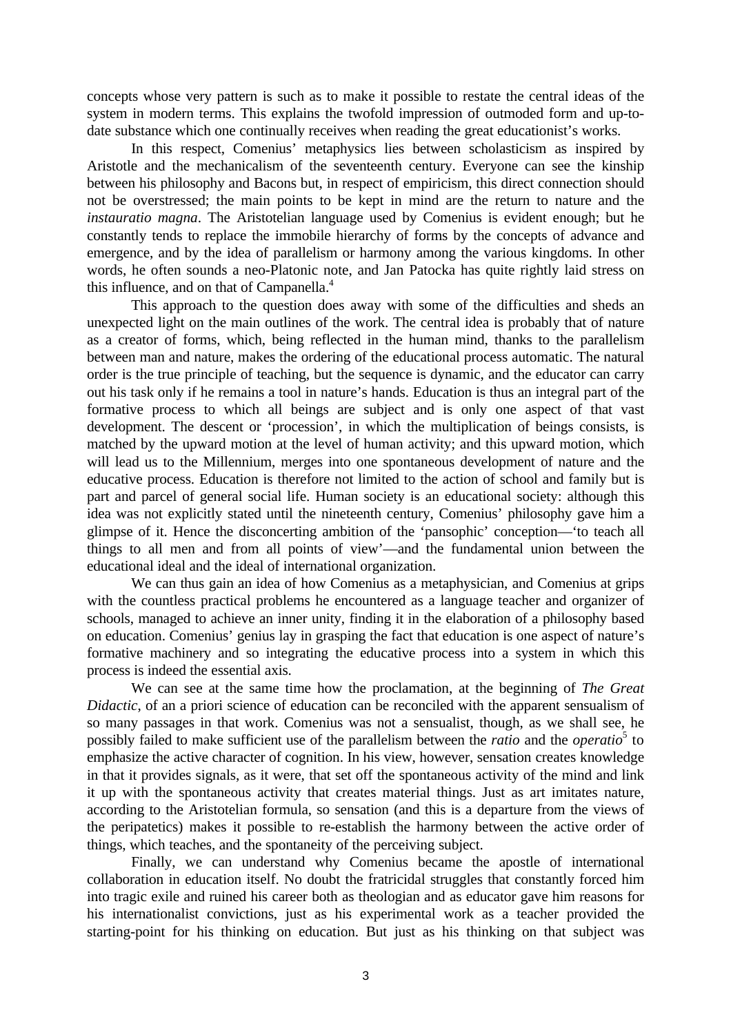concepts whose very pattern is such as to make it possible to restate the central ideas of the system in modern terms. This explains the twofold impression of outmoded form and up-to-date substance which one continually receives when reading the great educationist's works.

In this respect, Comenius' metaphysics lies between scholasticism as inspired by Aristotle and the mechanicalism of the seventeenth century. Everyone can see the kinship between his philosophy and Bacons but, in respect of empiricism, this direct connection should not be overstressed; the main points to be kept in mind are the return to nature and the *instauratio magna*. The Aristotelian language used by Comenius is evident enough; but he constantly tends to replace the immobile hierarchy of forms by the concepts of advance and emergence, and by the idea of parallelism or harmony among the various kingdoms. In other words, he often sounds a neo-Platonic note, and Jan Patocka has quite rightly laid stress on this influence, and on that of Campanella.[4]

This approach to the question does away with some of the difficulties and sheds an unexpected light on the main outlines of the work. The central idea is probably that of nature as a creator of forms, which, being reflected in the human mind, thanks to the parallelism between man and nature, makes the ordering of the educational process automatic. The natural order is the true principle of teaching, but the sequence is dynamic, and the educator can carry out his task only if he remains a tool in nature's hands. Education is thus an integral part of the formative process to which all beings are subject and is only one aspect of that vast development. The descent or 'procession', in which the multiplication of beings consists, is matched by the upward motion at the level of human activity; and this upward motion, which will lead us to the Millennium, merges into one spontaneous development of nature and the educative process. Education is therefore not limited to the action of school and family but is part and parcel of general social life. Human society is an educational society: although this idea was not explicitly stated until the nineteenth century, Comenius' philosophy gave him a glimpse of it. Hence the disconcerting ambition of the 'pansophic' conception—'to teach all things to all men and from all points of view'—and the fundamental union between the educational ideal and the ideal of international organization.

We can thus gain an idea of how Comenius as a metaphysician, and Comenius at grips with the countless practical problems he encountered as a language teacher and organizer of schools, managed to achieve an inner unity, finding it in the elaboration of a philosophy based on education. Comenius' genius lay in grasping the fact that education is one aspect of nature's formative machinery and so integrating the educative process into a system in which this process is indeed the essential axis.

We can see at the same time how the proclamation, at the beginning of *The Great Didactic*, of an a priori science of education can be reconciled with the apparent sensualism of so many passages in that work. Comenius was not a sensualist, though, as we shall see, he possibly failed to make sufficient use of the parallelism between the *ratio* and the *operatio*[5] to emphasize the active character of cognition. In his view, however, sensation creates knowledge in that it provides signals, as it were, that set off the spontaneous activity of the mind and link it up with the spontaneous activity that creates material things. Just as art imitates nature, according to the Aristotelian formula, so sensation (and this is a departure from the views of the peripatetics) makes it possible to re-establish the harmony between the active order of things, which teaches, and the spontaneity of the perceiving subject.

Finally, we can understand why Comenius became the apostle of international collaboration in education itself. No doubt the fratricidal struggles that constantly forced him into tragic exile and ruined his career both as theologian and as educator gave him reasons for his internationalist convictions, just as his experimental work as a teacher provided the starting-point for his thinking on education. But just as his thinking on that subject was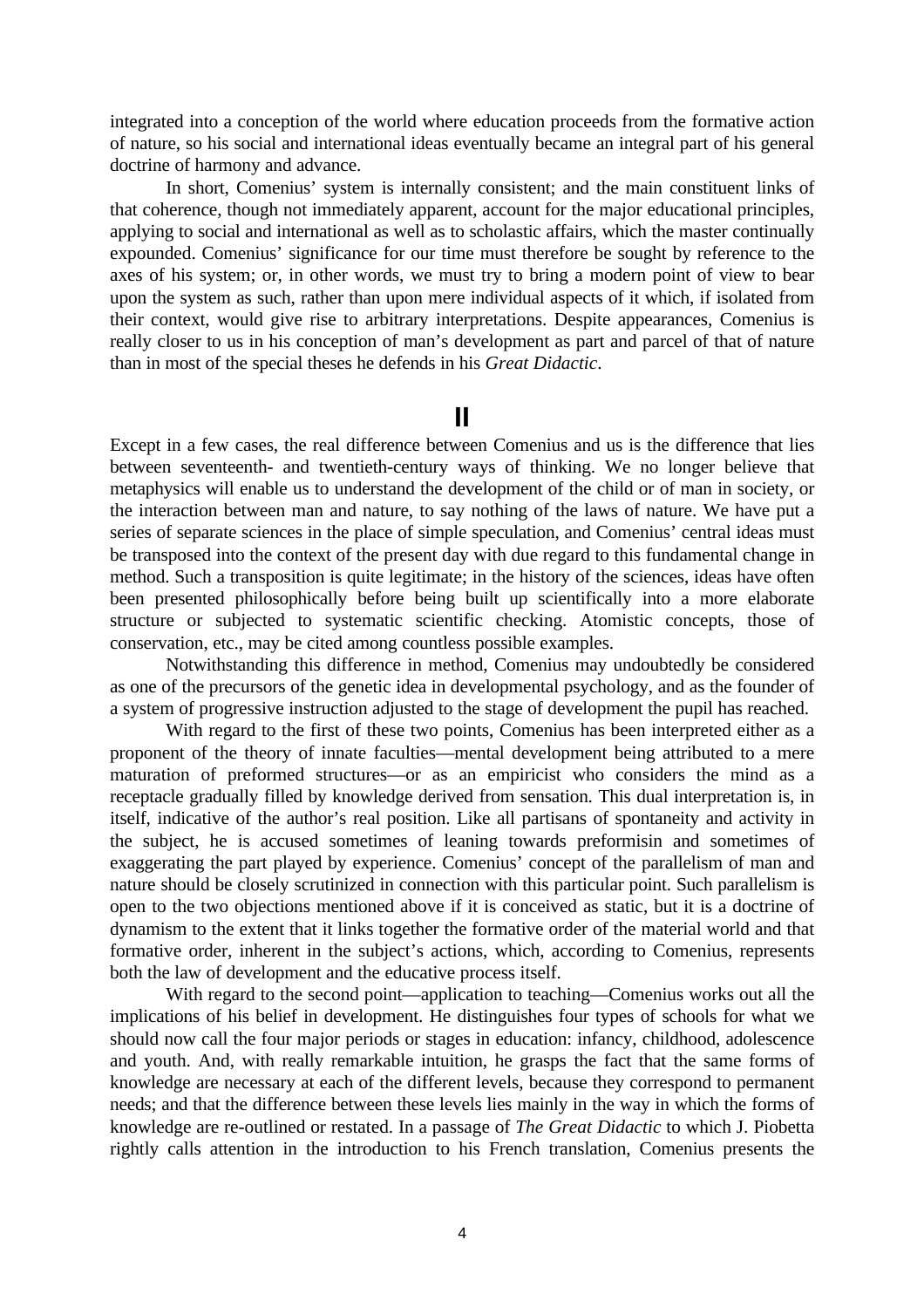integrated into a conception of the world where education proceeds from the formative action of nature, so his social and international ideas eventually became an integral part of his general doctrine of harmony and advance.

In short, Comenius' system is internally consistent; and the main constituent links of that coherence, though not immediately apparent, account for the major educational principles, applying to social and international as well as to scholastic affairs, which the master continually expounded. Comenius' significance for our time must therefore be sought by reference to the axes of his system; or, in other words, we must try to bring a modern point of view to bear upon the system as such, rather than upon mere individual aspects of it which, if isolated from their context, would give rise to arbitrary interpretations. Despite appearances, Comenius is really closer to us in his conception of man's development as part and parcel of that of nature than in most of the special theses he defends in his *Great Didactic*.

## II

Except in a few cases, the real difference between Comenius and us is the difference that lies between seventeenth- and twentieth-century ways of thinking. We no longer believe that metaphysics will enable us to understand the development of the child or of man in society, or the interaction between man and nature, to say nothing of the laws of nature. We have put a series of separate sciences in the place of simple speculation, and Comenius' central ideas must be transposed into the context of the present day with due regard to this fundamental change in method. Such a transposition is quite legitimate; in the history of the sciences, ideas have often been presented philosophically before being built up scientifically into a more elaborate structure or subjected to systematic scientific checking. Atomistic concepts, those of conservation, etc., may be cited among countless possible examples.

Notwithstanding this difference in method, Comenius may undoubtedly be considered as one of the precursors of the genetic idea in developmental psychology, and as the founder of a system of progressive instruction adjusted to the stage of development the pupil has reached.

With regard to the first of these two points, Comenius has been interpreted either as a proponent of the theory of innate faculties—mental development being attributed to a mere maturation of preformed structures—or as an empiricist who considers the mind as a receptacle gradually filled by knowledge derived from sensation. This dual interpretation is, in itself, indicative of the author's real position. Like all partisans of spontaneity and activity in the subject, he is accused sometimes of leaning towards preformisin and sometimes of exaggerating the part played by experience. Comenius' concept of the parallelism of man and nature should be closely scrutinized in connection with this particular point. Such parallelism is open to the two objections mentioned above if it is conceived as static, but it is a doctrine of dynamism to the extent that it links together the formative order of the material world and that formative order, inherent in the subject's actions, which, according to Comenius, represents both the law of development and the educative process itself.

With regard to the second point—application to teaching—Comenius works out all the implications of his belief in development. He distinguishes four types of schools for what we should now call the four major periods or stages in education: infancy, childhood, adolescence and youth. And, with really remarkable intuition, he grasps the fact that the same forms of knowledge are necessary at each of the different levels, because they correspond to permanent needs; and that the difference between these levels lies mainly in the way in which the forms of knowledge are re-outlined or restated. In a passage of *The Great Didactic* to which J. Piobetta rightly calls attention in the introduction to his French translation, Comenius presents the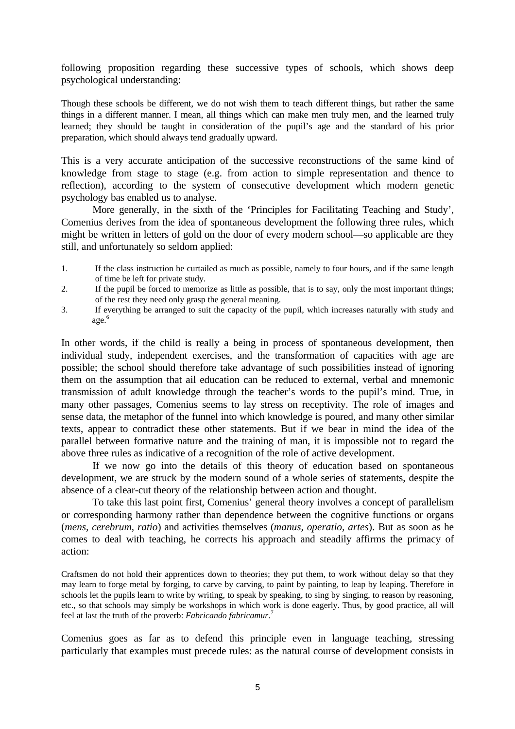following proposition regarding these successive types of schools, which shows deep psychological understanding:

> Though these schools be different, we do not wish them to teach different things, but rather the same things in a different manner. I mean, all things which can make men truly men, and the learned truly learned; they should be taught in consideration of the pupil's age and the standard of his prior preparation, which should always tend gradually upward.

This is a very accurate anticipation of the successive reconstructions of the same kind of knowledge from stage to stage (e.g. from action to simple representation and thence to reflection), according to the system of consecutive development which modern genetic psychology bas enabled us to analyse.

More generally, in the sixth of the 'Principles for Facilitating Teaching and Study', Comenius derives from the idea of spontaneous development the following three rules, which might be written in letters of gold on the door of every modern school—so applicable are they still, and unfortunately so seldom applied:

> 1. If the class instruction be curtailed as much as possible, namely to four hours, and if the same length of time be left for private study.
> 2. If the pupil be forced to memorize as little as possible, that is to say, only the most important things; of the rest they need only grasp the general meaning.
> 3. If everything be arranged to suit the capacity of the pupil, which increases naturally with study and age.[6]

In other words, if the child is really a being in process of spontaneous development, then individual study, independent exercises, and the transformation of capacities with age are possible; the school should therefore take advantage of such possibilities instead of ignoring them on the assumption that ail education can be reduced to external, verbal and mnemonic transmission of adult knowledge through the teacher's words to the pupil's mind. True, in many other passages, Comenius seems to lay stress on receptivity. The role of images and sense data, the metaphor of the funnel into which knowledge is poured, and many other similar texts, appear to contradict these other statements. But if we bear in mind the idea of the parallel between formative nature and the training of man, it is impossible not to regard the above three rules as indicative of a recognition of the role of active development.

If we now go into the details of this theory of education based on spontaneous development, we are struck by the modern sound of a whole series of statements, despite the absence of a clear-cut theory of the relationship between action and thought.

To take this last point first, Comenius' general theory involves a concept of parallelism or corresponding harmony rather than dependence between the cognitive functions or organs (*mens*, *cerebrum*, *ratio*) and activities themselves (*manus*, *operatio*, *artes*). But as soon as he comes to deal with teaching, he corrects his approach and steadily affirms the primacy of action:

> Craftsmen do not hold their apprentices down to theories; they put them, to work without delay so that they may learn to forge metal by forging, to carve by carving, to paint by painting, to leap by leaping. Therefore in schools let the pupils learn to write by writing, to speak by speaking, to sing by singing, to reason by reasoning, etc., so that schools may simply be workshops in which work is done eagerly. Thus, by good practice, all will feel at last the truth of the proverb: *Fabricando fabricamur*.[7]

Comenius goes as far as to defend this principle even in language teaching, stressing particularly that examples must precede rules: as the natural course of development consists in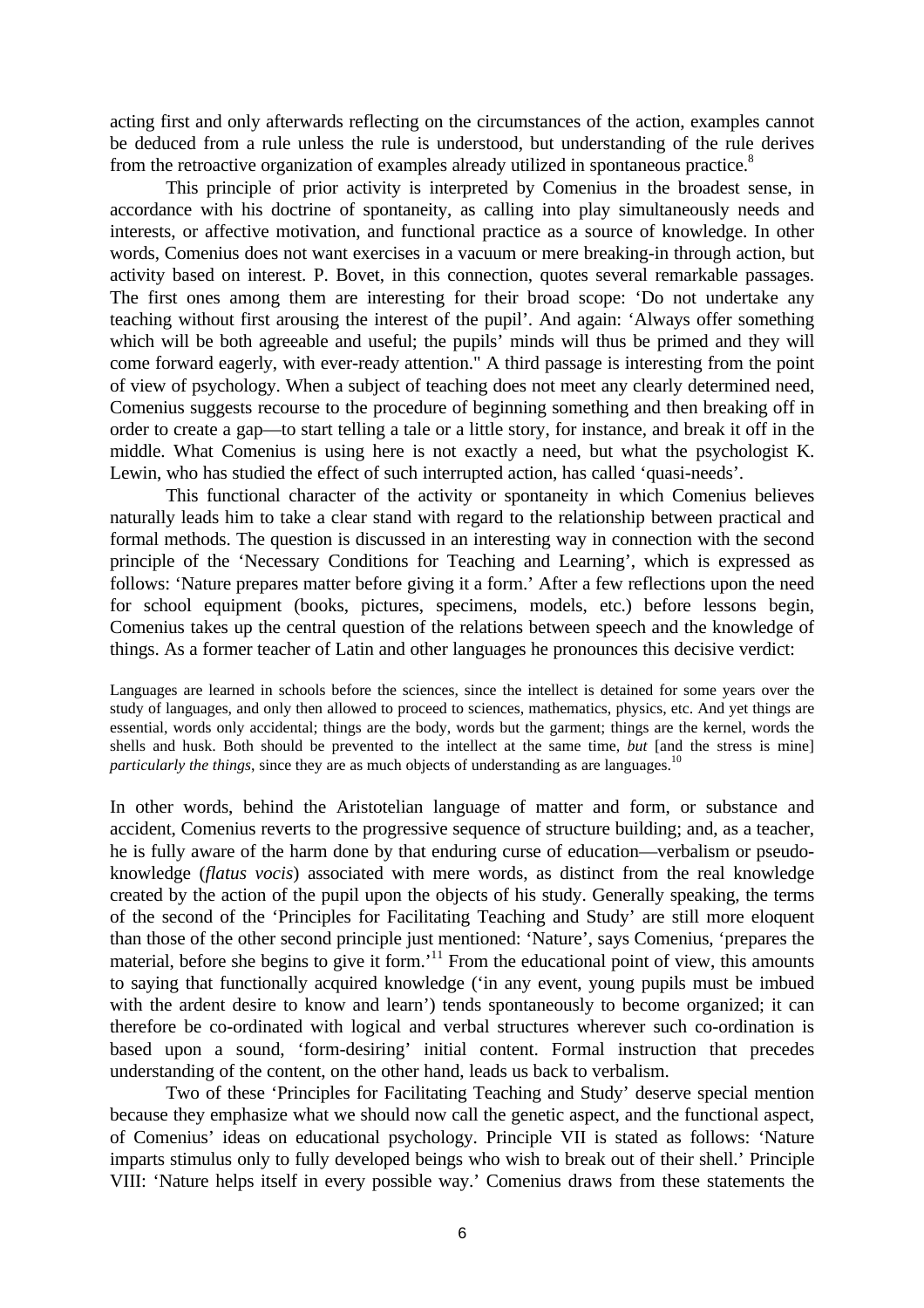acting first and only afterwards reflecting on the circumstances of the action, examples cannot be deduced from a rule unless the rule is understood, but understanding of the rule derives from the retroactive organization of examples already utilized in spontaneous practice.[8]

This principle of prior activity is interpreted by Comenius in the broadest sense, in accordance with his doctrine of spontaneity, as calling into play simultaneously needs and interests, or affective motivation, and functional practice as a source of knowledge. In other words, Comenius does not want exercises in a vacuum or mere breaking-in through action, but activity based on interest. P. Bovet, in this connection, quotes several remarkable passages. The first ones among them are interesting for their broad scope: 'Do not undertake any teaching without first arousing the interest of the pupil'. And again: 'Always offer something which will be both agreeable and useful; the pupils' minds will thus be primed and they will come forward eagerly, with ever-ready attention." A third passage is interesting from the point of view of psychology. When a subject of teaching does not meet any clearly determined need, Comenius suggests recourse to the procedure of beginning something and then breaking off in order to create a gap—to start telling a tale or a little story, for instance, and break it off in the middle. What Comenius is using here is not exactly a need, but what the psychologist K. Lewin, who has studied the effect of such interrupted action, has called 'quasi-needs'.

This functional character of the activity or spontaneity in which Comenius believes naturally leads him to take a clear stand with regard to the relationship between practical and formal methods. The question is discussed in an interesting way in connection with the second principle of the 'Necessary Conditions for Teaching and Learning', which is expressed as follows: 'Nature prepares matter before giving it a form.' After a few reflections upon the need for school equipment (books, pictures, specimens, models, etc.) before lessons begin, Comenius takes up the central question of the relations between speech and the knowledge of things. As a former teacher of Latin and other languages he pronounces this decisive verdict:

> Languages are learned in schools before the sciences, since the intellect is detained for some years over the study of languages, and only then allowed to proceed to sciences, mathematics, physics, etc. And yet things are essential, words only accidental; things are the body, words but the garment; things are the kernel, words the shells and husk. Both should be prevented to the intellect at the same time, *but* [and the stress is mine] *particularly the things*, since they are as much objects of understanding as are languages.[10]

In other words, behind the Aristotelian language of matter and form, or substance and accident, Comenius reverts to the progressive sequence of structure building; and, as a teacher, he is fully aware of the harm done by that enduring curse of education—verbalism or pseudo-knowledge (*flatus vocis*) associated with mere words, as distinct from the real knowledge created by the action of the pupil upon the objects of his study. Generally speaking, the terms of the second of the 'Principles for Facilitating Teaching and Study' are still more eloquent than those of the other second principle just mentioned: 'Nature', says Comenius, 'prepares the material, before she begins to give it form.'[11] From the educational point of view, this amounts to saying that functionally acquired knowledge ('in any event, young pupils must be imbued with the ardent desire to know and learn') tends spontaneously to become organized; it can therefore be co-ordinated with logical and verbal structures wherever such co-ordination is based upon a sound, 'form-desiring' initial content. Formal instruction that precedes understanding of the content, on the other hand, leads us back to verbalism.

Two of these 'Principles for Facilitating Teaching and Study' deserve special mention because they emphasize what we should now call the genetic aspect, and the functional aspect, of Comenius' ideas on educational psychology. Principle VII is stated as follows: 'Nature imparts stimulus only to fully developed beings who wish to break out of their shell.' Principle VIII: 'Nature helps itself in every possible way.' Comenius draws from these statements the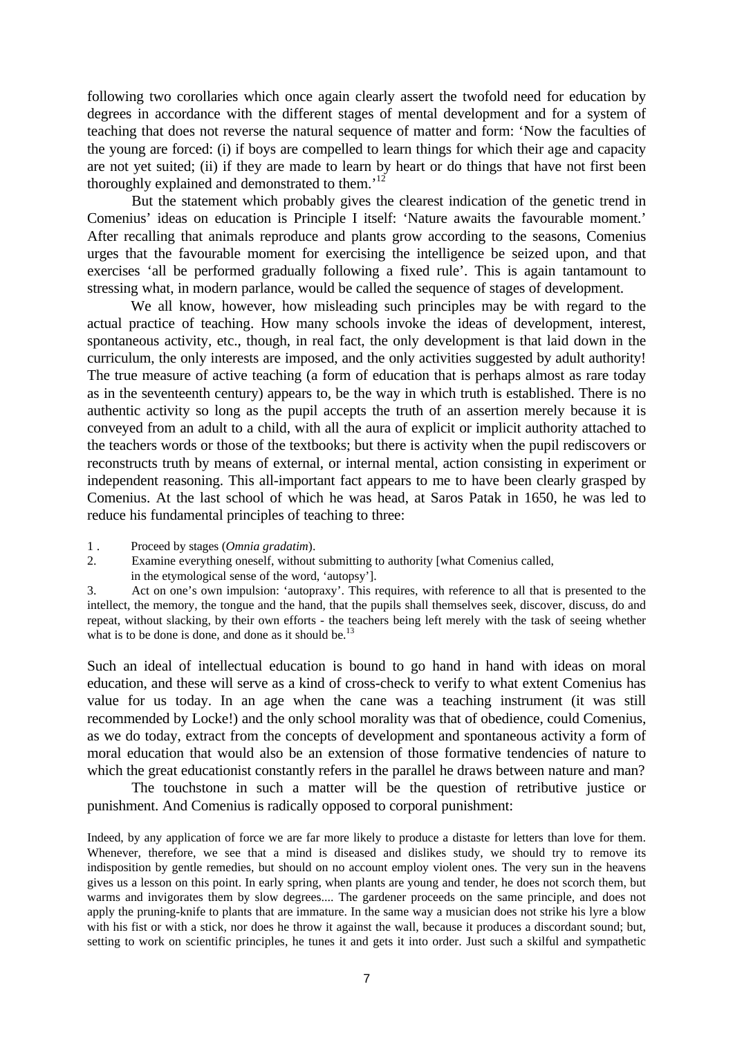following two corollaries which once again clearly assert the twofold need for education by degrees in accordance with the different stages of mental development and for a system of teaching that does not reverse the natural sequence of matter and form: 'Now the faculties of the young are forced: (i) if boys are compelled to learn things for which their age and capacity are not yet suited; (ii) if they are made to learn by heart or do things that have not first been thoroughly explained and demonstrated to them.'[12]

But the statement which probably gives the clearest indication of the genetic trend in Comenius' ideas on education is Principle I itself: 'Nature awaits the favourable moment.' After recalling that animals reproduce and plants grow according to the seasons, Comenius urges that the favourable moment for exercising the intelligence be seized upon, and that exercises 'all be performed gradually following a fixed rule'. This is again tantamount to stressing what, in modern parlance, would be called the sequence of stages of development.

We all know, however, how misleading such principles may be with regard to the actual practice of teaching. How many schools invoke the ideas of development, interest, spontaneous activity, etc., though, in real fact, the only development is that laid down in the curriculum, the only interests are imposed, and the only activities suggested by adult authority! The true measure of active teaching (a form of education that is perhaps almost as rare today as in the seventeenth century) appears to, be the way in which truth is established. There is no authentic activity so long as the pupil accepts the truth of an assertion merely because it is conveyed from an adult to a child, with all the aura of explicit or implicit authority attached to the teachers words or those of the textbooks; but there is activity when the pupil rediscovers or reconstructs truth by means of external, or internal mental, action consisting in experiment or independent reasoning. This all-important fact appears to me to have been clearly grasped by Comenius. At the last school of which he was head, at Saros Patak in 1650, he was led to reduce his fundamental principles of teaching to three:

1. Proceed by stages (*Omnia gradatim*).
2. Examine everything oneself, without submitting to authority [what Comenius called, in the etymological sense of the word, 'autopsy'].
3. Act on one's own impulsion: 'autopraxy'. This requires, with reference to all that is presented to the intellect, the memory, the tongue and the hand, that the pupils shall themselves seek, discover, discuss, do and repeat, without slacking, by their own efforts - the teachers being left merely with the task of seeing whether what is to be done is done, and done as it should be.[13]

Such an ideal of intellectual education is bound to go hand in hand with ideas on moral education, and these will serve as a kind of cross-check to verify to what extent Comenius has value for us today. In an age when the cane was a teaching instrument (it was still recommended by Locke!) and the only school morality was that of obedience, could Comenius, as we do today, extract from the concepts of development and spontaneous activity a form of moral education that would also be an extension of those formative tendencies of nature to which the great educationist constantly refers in the parallel he draws between nature and man?

The touchstone in such a matter will be the question of retributive justice or punishment. And Comenius is radically opposed to corporal punishment:

Indeed, by any application of force we are far more likely to produce a distaste for letters than love for them. Whenever, therefore, we see that a mind is diseased and dislikes study, we should try to remove its indisposition by gentle remedies, but should on no account employ violent ones. The very sun in the heavens gives us a lesson on this point. In early spring, when plants are young and tender, he does not scorch them, but warms and invigorates them by slow degrees.... The gardener proceeds on the same principle, and does not apply the pruning-knife to plants that are immature. In the same way a musician does not strike his lyre a blow with his fist or with a stick, nor does he throw it against the wall, because it produces a discordant sound; but, setting to work on scientific principles, he tunes it and gets it into order. Just such a skilful and sympathetic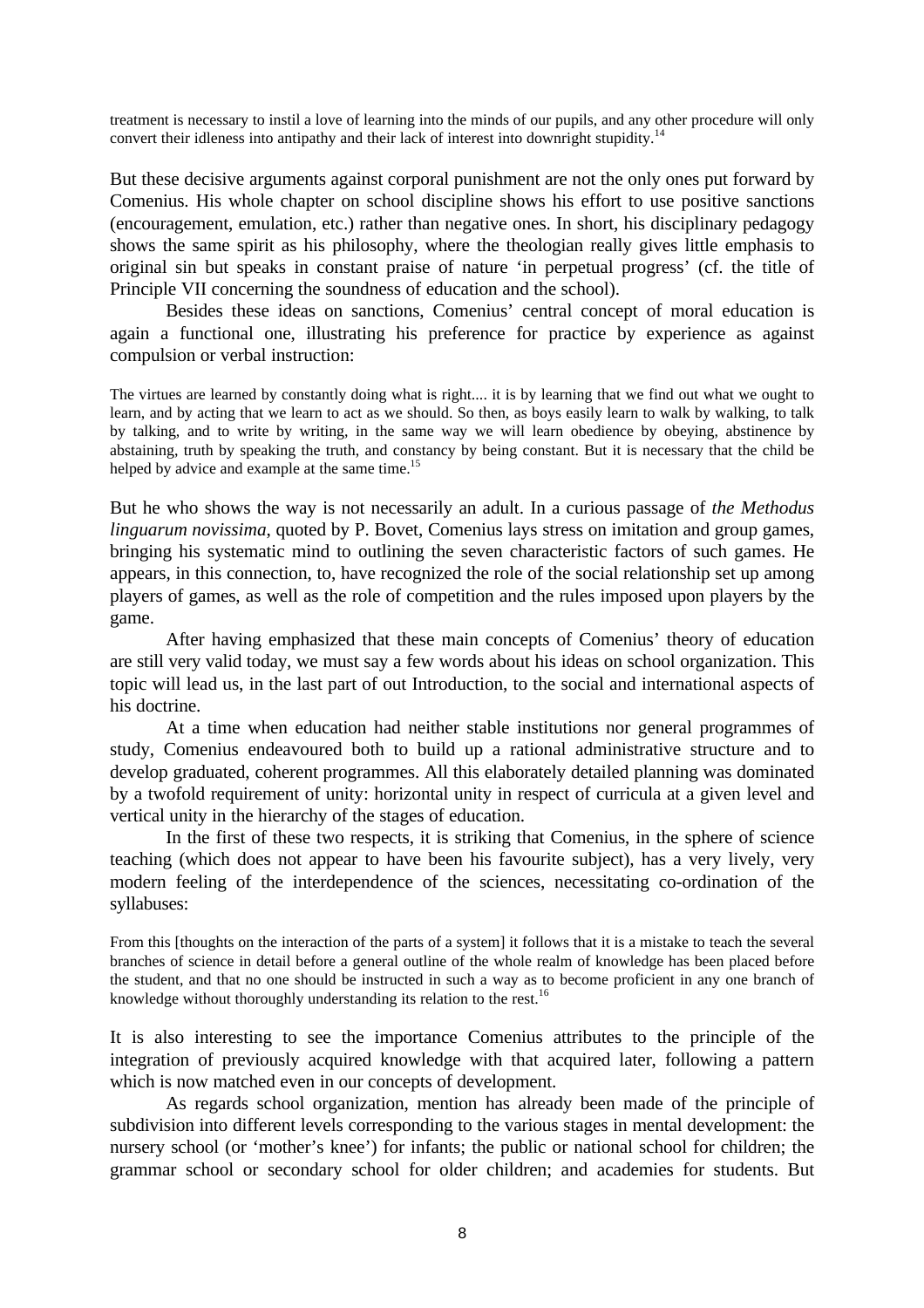treatment is necessary to instil a love of learning into the minds of our pupils, and any other procedure will only convert their idleness into antipathy and their lack of interest into downright stupidity.[14]

But these decisive arguments against corporal punishment are not the only ones put forward by Comenius. His whole chapter on school discipline shows his effort to use positive sanctions (encouragement, emulation, etc.) rather than negative ones. In short, his disciplinary pedagogy shows the same spirit as his philosophy, where the theologian really gives little emphasis to original sin but speaks in constant praise of nature 'in perpetual progress' (cf. the title of Principle VII concerning the soundness of education and the school).

Besides these ideas on sanctions, Comenius' central concept of moral education is again a functional one, illustrating his preference for practice by experience as against compulsion or verbal instruction:

> The virtues are learned by constantly doing what is right.... it is by learning that we find out what we ought to learn, and by acting that we learn to act as we should. So then, as boys easily learn to walk by walking, to talk by talking, and to write by writing, in the same way we will learn obedience by obeying, abstinence by abstaining, truth by speaking the truth, and constancy by being constant. But it is necessary that the child be helped by advice and example at the same time.[15]

But he who shows the way is not necessarily an adult. In a curious passage of *the Methodus linguarum novissima*, quoted by P. Bovet, Comenius lays stress on imitation and group games, bringing his systematic mind to outlining the seven characteristic factors of such games. He appears, in this connection, to, have recognized the role of the social relationship set up among players of games, as well as the role of competition and the rules imposed upon players by the game.

After having emphasized that these main concepts of Comenius' theory of education are still very valid today, we must say a few words about his ideas on school organization. This topic will lead us, in the last part of out Introduction, to the social and international aspects of his doctrine.

At a time when education had neither stable institutions nor general programmes of study, Comenius endeavoured both to build up a rational administrative structure and to develop graduated, coherent programmes. All this elaborately detailed planning was dominated by a twofold requirement of unity: horizontal unity in respect of curricula at a given level and vertical unity in the hierarchy of the stages of education.

In the first of these two respects, it is striking that Comenius, in the sphere of science teaching (which does not appear to have been his favourite subject), has a very lively, very modern feeling of the interdependence of the sciences, necessitating co-ordination of the syllabuses:

> From this [thoughts on the interaction of the parts of a system] it follows that it is a mistake to teach the several branches of science in detail before a general outline of the whole realm of knowledge has been placed before the student, and that no one should be instructed in such a way as to become proficient in any one branch of knowledge without thoroughly understanding its relation to the rest.[16]

It is also interesting to see the importance Comenius attributes to the principle of the integration of previously acquired knowledge with that acquired later, following a pattern which is now matched even in our concepts of development.

As regards school organization, mention has already been made of the principle of subdivision into different levels corresponding to the various stages in mental development: the nursery school (or 'mother's knee') for infants; the public or national school for children; the grammar school or secondary school for older children; and academies for students. But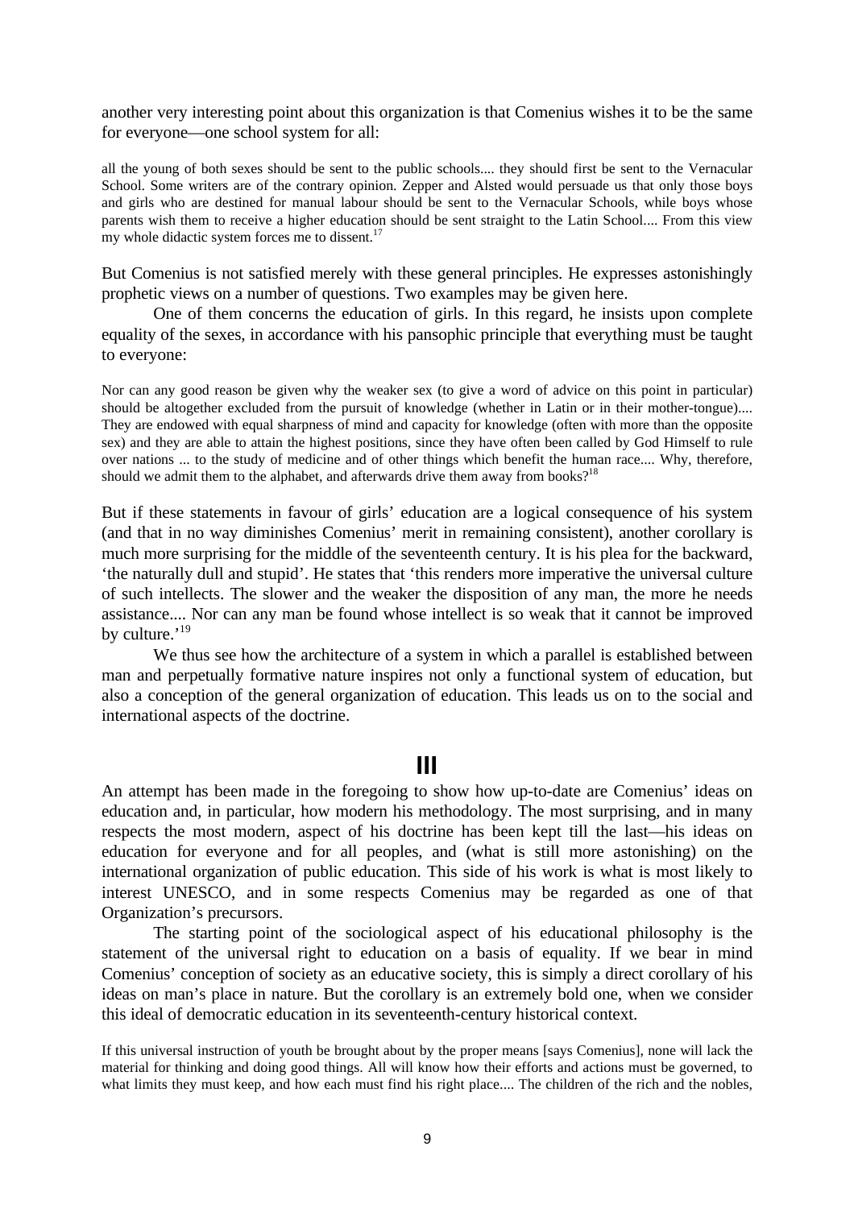another very interesting point about this organization is that Comenius wishes it to be the same for everyone—one school system for all:

> all the young of both sexes should be sent to the public schools.... they should first be sent to the Vernacular School. Some writers are of the contrary opinion. Zepper and Alsted would persuade us that only those boys and girls who are destined for manual labour should be sent to the Vernacular Schools, while boys whose parents wish them to receive a higher education should be sent straight to the Latin School.... From this view my whole didactic system forces me to dissent.[17]

But Comenius is not satisfied merely with these general principles. He expresses astonishingly prophetic views on a number of questions. Two examples may be given here.

One of them concerns the education of girls. In this regard, he insists upon complete equality of the sexes, in accordance with his pansophic principle that everything must be taught to everyone:

> Nor can any good reason be given why the weaker sex (to give a word of advice on this point in particular) should be altogether excluded from the pursuit of knowledge (whether in Latin or in their mother-tongue).... They are endowed with equal sharpness of mind and capacity for knowledge (often with more than the opposite sex) and they are able to attain the highest positions, since they have often been called by God Himself to rule over nations ... to the study of medicine and of other things which benefit the human race.... Why, therefore, should we admit them to the alphabet, and afterwards drive them away from books?[18]

But if these statements in favour of girls' education are a logical consequence of his system (and that in no way diminishes Comenius' merit in remaining consistent), another corollary is much more surprising for the middle of the seventeenth century. It is his plea for the backward, 'the naturally dull and stupid'. He states that 'this renders more imperative the universal culture of such intellects. The slower and the weaker the disposition of any man, the more he needs assistance.... Nor can any man be found whose intellect is so weak that it cannot be improved by culture.'[19]

We thus see how the architecture of a system in which a parallel is established between man and perpetually formative nature inspires not only a functional system of education, but also a conception of the general organization of education. This leads us on to the social and international aspects of the doctrine.

## III

An attempt has been made in the foregoing to show how up-to-date are Comenius' ideas on education and, in particular, how modern his methodology. The most surprising, and in many respects the most modern, aspect of his doctrine has been kept till the last—his ideas on education for everyone and for all peoples, and (what is still more astonishing) on the international organization of public education. This side of his work is what is most likely to interest UNESCO, and in some respects Comenius may be regarded as one of that Organization's precursors.

The starting point of the sociological aspect of his educational philosophy is the statement of the universal right to education on a basis of equality. If we bear in mind Comenius' conception of society as an educative society, this is simply a direct corollary of his ideas on man's place in nature. But the corollary is an extremely bold one, when we consider this ideal of democratic education in its seventeenth-century historical context.

> If this universal instruction of youth be brought about by the proper means [says Comenius], none will lack the material for thinking and doing good things. All will know how their efforts and actions must be governed, to what limits they must keep, and how each must find his right place.... The children of the rich and the nobles,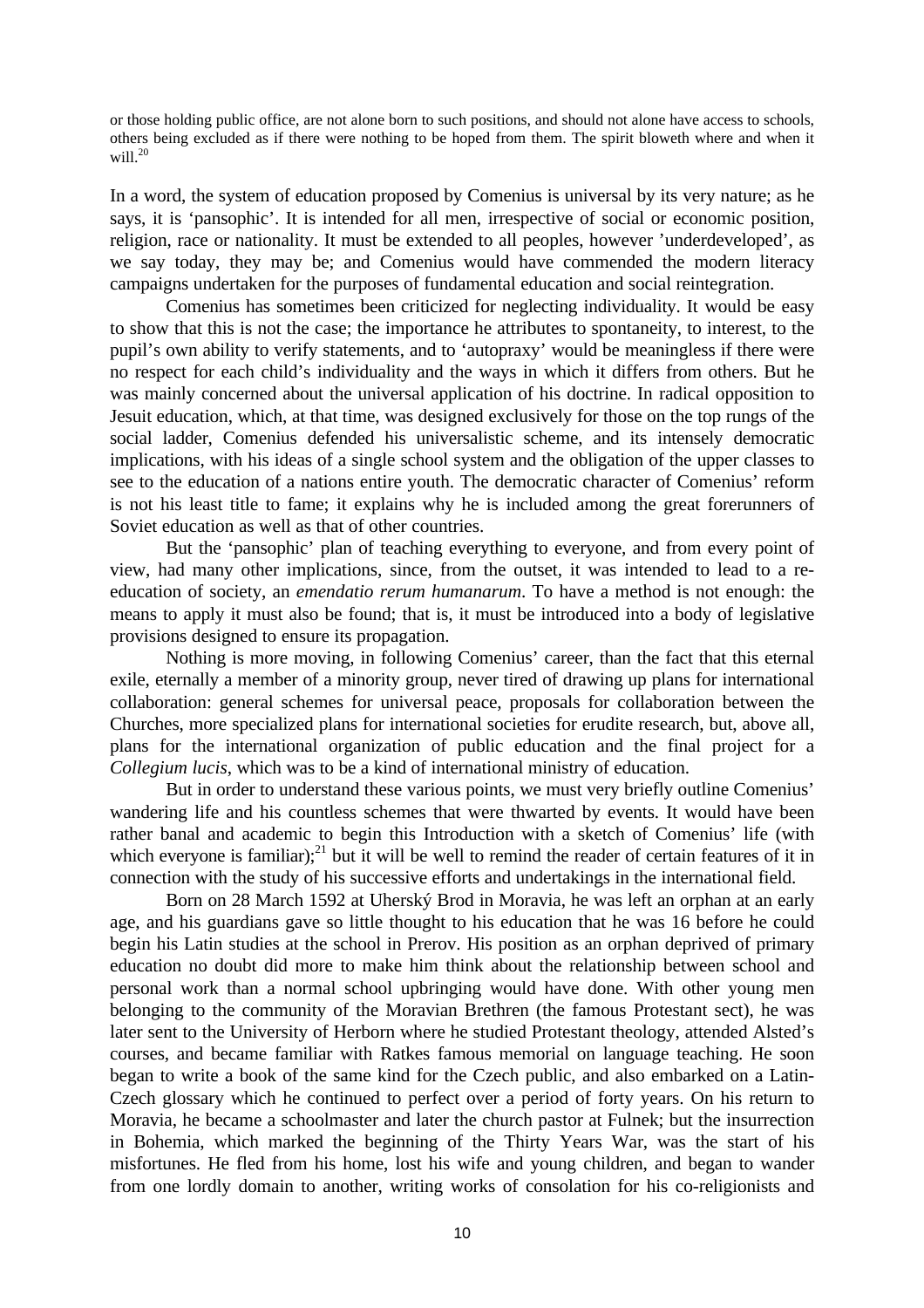or those holding public office, are not alone born to such positions, and should not alone have access to schools, others being excluded as if there were nothing to be hoped from them. The spirit bloweth where and when it will.[20]

In a word, the system of education proposed by Comenius is universal by its very nature; as he says, it is 'pansophic'. It is intended for all men, irrespective of social or economic position, religion, race or nationality. It must be extended to all peoples, however 'underdeveloped', as we say today, they may be; and Comenius would have commended the modern literacy campaigns undertaken for the purposes of fundamental education and social reintegration.

Comenius has sometimes been criticized for neglecting individuality. It would be easy to show that this is not the case; the importance he attributes to spontaneity, to interest, to the pupil's own ability to verify statements, and to 'autopraxy' would be meaningless if there were no respect for each child's individuality and the ways in which it differs from others. But he was mainly concerned about the universal application of his doctrine. In radical opposition to Jesuit education, which, at that time, was designed exclusively for those on the top rungs of the social ladder, Comenius defended his universalistic scheme, and its intensely democratic implications, with his ideas of a single school system and the obligation of the upper classes to see to the education of a nations entire youth. The democratic character of Comenius' reform is not his least title to fame; it explains why he is included among the great forerunners of Soviet education as well as that of other countries.

But the 'pansophic' plan of teaching everything to everyone, and from every point of view, had many other implications, since, from the outset, it was intended to lead to a re-education of society, an *emendatio rerum humanarum*. To have a method is not enough: the means to apply it must also be found; that is, it must be introduced into a body of legislative provisions designed to ensure its propagation.

Nothing is more moving, in following Comenius' career, than the fact that this eternal exile, eternally a member of a minority group, never tired of drawing up plans for international collaboration: general schemes for universal peace, proposals for collaboration between the Churches, more specialized plans for international societies for erudite research, but, above all, plans for the international organization of public education and the final project for a *Collegium lucis*, which was to be a kind of international ministry of education.

But in order to understand these various points, we must very briefly outline Comenius' wandering life and his countless schemes that were thwarted by events. It would have been rather banal and academic to begin this Introduction with a sketch of Comenius' life (with which everyone is familiar);[21] but it will be well to remind the reader of certain features of it in connection with the study of his successive efforts and undertakings in the international field.

Born on 28 March 1592 at Uherský Brod in Moravia, he was left an orphan at an early age, and his guardians gave so little thought to his education that he was 16 before he could begin his Latin studies at the school in Prerov. His position as an orphan deprived of primary education no doubt did more to make him think about the relationship between school and personal work than a normal school upbringing would have done. With other young men belonging to the community of the Moravian Brethren (the famous Protestant sect), he was later sent to the University of Herborn where he studied Protestant theology, attended Alsted's courses, and became familiar with Ratkes famous memorial on language teaching. He soon began to write a book of the same kind for the Czech public, and also embarked on a Latin-Czech glossary which he continued to perfect over a period of forty years. On his return to Moravia, he became a schoolmaster and later the church pastor at Fulnek; but the insurrection in Bohemia, which marked the beginning of the Thirty Years War, was the start of his misfortunes. He fled from his home, lost his wife and young children, and began to wander from one lordly domain to another, writing works of consolation for his co-religionists and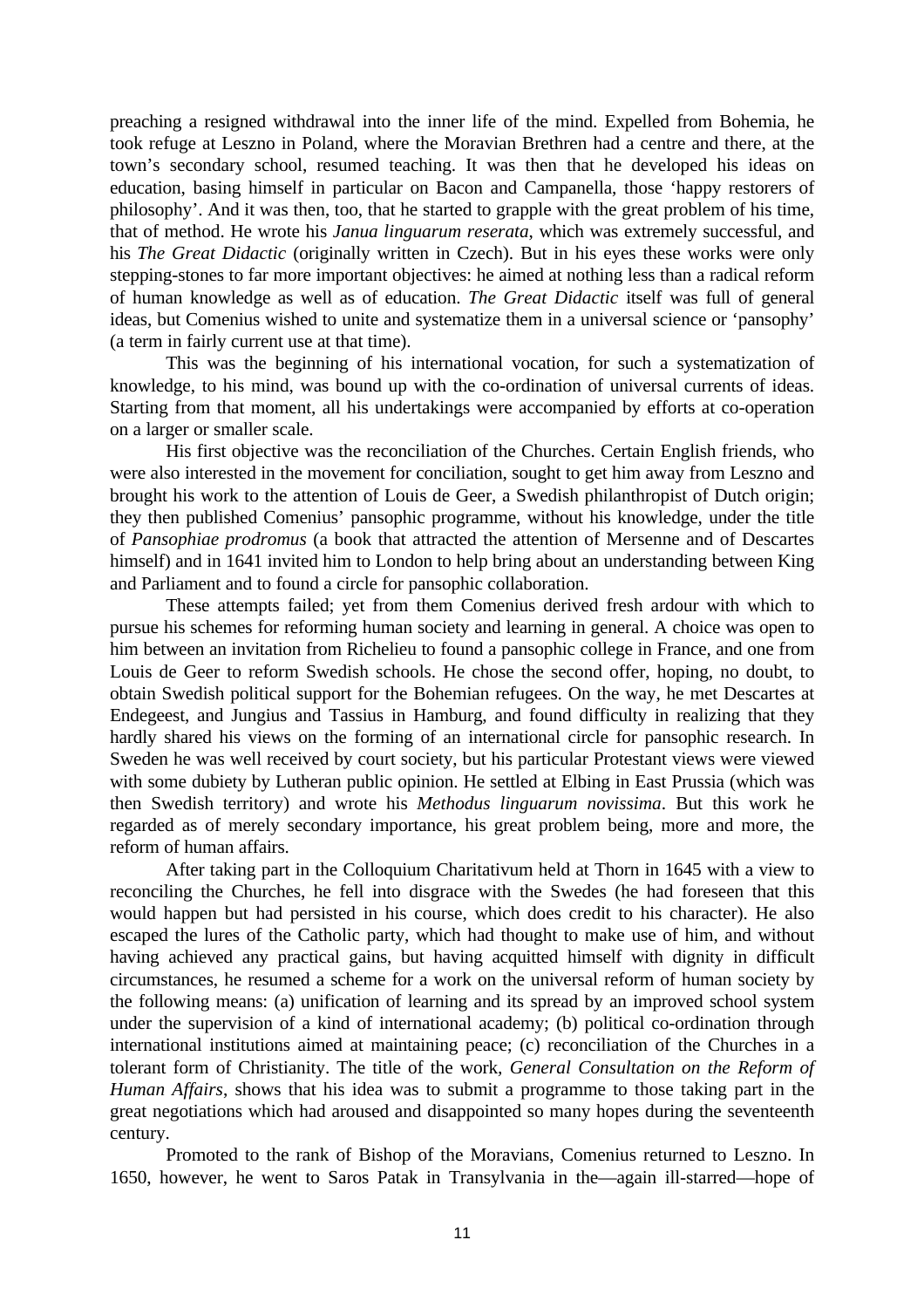preaching a resigned withdrawal into the inner life of the mind. Expelled from Bohemia, he took refuge at Leszno in Poland, where the Moravian Brethren had a centre and there, at the town's secondary school, resumed teaching. It was then that he developed his ideas on education, basing himself in particular on Bacon and Campanella, those 'happy restorers of philosophy'. And it was then, too, that he started to grapple with the great problem of his time, that of method. He wrote his *Janua linguarum reserata*, which was extremely successful, and his *The Great Didactic* (originally written in Czech). But in his eyes these works were only stepping-stones to far more important objectives: he aimed at nothing less than a radical reform of human knowledge as well as of education. *The Great Didactic* itself was full of general ideas, but Comenius wished to unite and systematize them in a universal science or 'pansophy' (a term in fairly current use at that time).

This was the beginning of his international vocation, for such a systematization of knowledge, to his mind, was bound up with the co-ordination of universal currents of ideas. Starting from that moment, all his undertakings were accompanied by efforts at co-operation on a larger or smaller scale.

His first objective was the reconciliation of the Churches. Certain English friends, who were also interested in the movement for conciliation, sought to get him away from Leszno and brought his work to the attention of Louis de Geer, a Swedish philanthropist of Dutch origin; they then published Comenius' pansophic programme, without his knowledge, under the title of *Pansophiae prodromus* (a book that attracted the attention of Mersenne and of Descartes himself) and in 1641 invited him to London to help bring about an understanding between King and Parliament and to found a circle for pansophic collaboration.

These attempts failed; yet from them Comenius derived fresh ardour with which to pursue his schemes for reforming human society and learning in general. A choice was open to him between an invitation from Richelieu to found a pansophic college in France, and one from Louis de Geer to reform Swedish schools. He chose the second offer, hoping, no doubt, to obtain Swedish political support for the Bohemian refugees. On the way, he met Descartes at Endegeest, and Jungius and Tassius in Hamburg, and found difficulty in realizing that they hardly shared his views on the forming of an international circle for pansophic research. In Sweden he was well received by court society, but his particular Protestant views were viewed with some dubiety by Lutheran public opinion. He settled at Elbing in East Prussia (which was then Swedish territory) and wrote his *Methodus linguarum novissima*. But this work he regarded as of merely secondary importance, his great problem being, more and more, the reform of human affairs.

After taking part in the Colloquium Charitativum held at Thorn in 1645 with a view to reconciling the Churches, he fell into disgrace with the Swedes (he had foreseen that this would happen but had persisted in his course, which does credit to his character). He also escaped the lures of the Catholic party, which had thought to make use of him, and without having achieved any practical gains, but having acquitted himself with dignity in difficult circumstances, he resumed a scheme for a work on the universal reform of human society by the following means: (a) unification of learning and its spread by an improved school system under the supervision of a kind of international academy; (b) political co-ordination through international institutions aimed at maintaining peace; (c) reconciliation of the Churches in a tolerant form of Christianity. The title of the work, *General Consultation on the Reform of Human Affairs*, shows that his idea was to submit a programme to those taking part in the great negotiations which had aroused and disappointed so many hopes during the seventeenth century.

Promoted to the rank of Bishop of the Moravians, Comenius returned to Leszno. In 1650, however, he went to Saros Patak in Transylvania in the—again ill-starred—hope of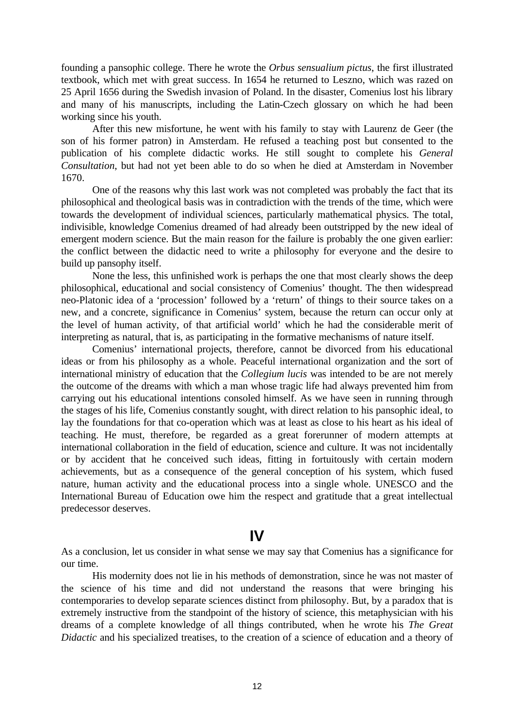founding a pansophic college. There he wrote the *Orbus sensualium pictus*, the first illustrated textbook, which met with great success. In 1654 he returned to Leszno, which was razed on 25 April 1656 during the Swedish invasion of Poland. In the disaster, Comenius lost his library and many of his manuscripts, including the Latin-Czech glossary on which he had been working since his youth.

After this new misfortune, he went with his family to stay with Laurenz de Geer (the son of his former patron) in Amsterdam. He refused a teaching post but consented to the publication of his complete didactic works. He still sought to complete his *General Consultation*, but had not yet been able to do so when he died at Amsterdam in November 1670.

One of the reasons why this last work was not completed was probably the fact that its philosophical and theological basis was in contradiction with the trends of the time, which were towards the development of individual sciences, particularly mathematical physics. The total, indivisible, knowledge Comenius dreamed of had already been outstripped by the new ideal of emergent modern science. But the main reason for the failure is probably the one given earlier: the conflict between the didactic need to write a philosophy for everyone and the desire to build up pansophy itself.

None the less, this unfinished work is perhaps the one that most clearly shows the deep philosophical, educational and social consistency of Comenius' thought. The then widespread neo-Platonic idea of a 'procession' followed by a 'return' of things to their source takes on a new, and a concrete, significance in Comenius' system, because the return can occur only at the level of human activity, of that artificial world' which he had the considerable merit of interpreting as natural, that is, as participating in the formative mechanisms of nature itself.

Comenius' international projects, therefore, cannot be divorced from his educational ideas or from his philosophy as a whole. Peaceful international organization and the sort of international ministry of education that the *Collegium lucis* was intended to be are not merely the outcome of the dreams with which a man whose tragic life had always prevented him from carrying out his educational intentions consoled himself. As we have seen in running through the stages of his life, Comenius constantly sought, with direct relation to his pansophic ideal, to lay the foundations for that co-operation which was at least as close to his heart as his ideal of teaching. He must, therefore, be regarded as a great forerunner of modern attempts at international collaboration in the field of education, science and culture. It was not incidentally or by accident that he conceived such ideas, fitting in fortuitously with certain modern achievements, but as a consequence of the general conception of his system, which fused nature, human activity and the educational process into a single whole. UNESCO and the International Bureau of Education owe him the respect and gratitude that a great intellectual predecessor deserves.

## IV

As a conclusion, let us consider in what sense we may say that Comenius has a significance for our time.

His modernity does not lie in his methods of demonstration, since he was not master of the science of his time and did not understand the reasons that were bringing his contemporaries to develop separate sciences distinct from philosophy. But, by a paradox that is extremely instructive from the standpoint of the history of science, this metaphysician with his dreams of a complete knowledge of all things contributed, when he wrote his *The Great Didactic* and his specialized treatises, to the creation of a science of education and a theory of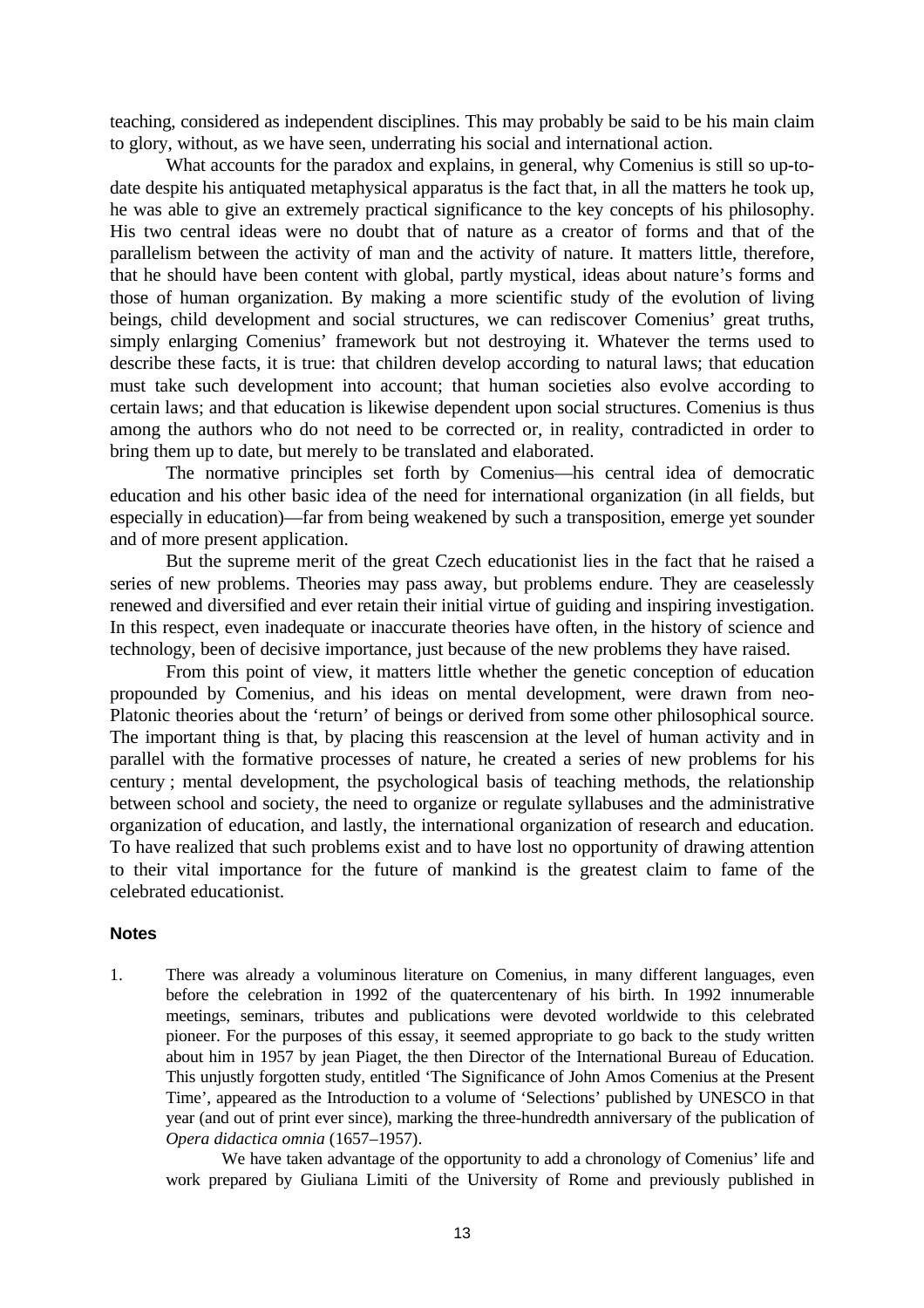teaching, considered as independent disciplines. This may probably be said to be his main claim to glory, without, as we have seen, underrating his social and international action.

What accounts for the paradox and explains, in general, why Comenius is still so up-to-date despite his antiquated metaphysical apparatus is the fact that, in all the matters he took up, he was able to give an extremely practical significance to the key concepts of his philosophy. His two central ideas were no doubt that of nature as a creator of forms and that of the parallelism between the activity of man and the activity of nature. It matters little, therefore, that he should have been content with global, partly mystical, ideas about nature's forms and those of human organization. By making a more scientific study of the evolution of living beings, child development and social structures, we can rediscover Comenius' great truths, simply enlarging Comenius' framework but not destroying it. Whatever the terms used to describe these facts, it is true: that children develop according to natural laws; that education must take such development into account; that human societies also evolve according to certain laws; and that education is likewise dependent upon social structures. Comenius is thus among the authors who do not need to be corrected or, in reality, contradicted in order to bring them up to date, but merely to be translated and elaborated.

The normative principles set forth by Comenius—his central idea of democratic education and his other basic idea of the need for international organization (in all fields, but especially in education)—far from being weakened by such a transposition, emerge yet sounder and of more present application.

But the supreme merit of the great Czech educationist lies in the fact that he raised a series of new problems. Theories may pass away, but problems endure. They are ceaselessly renewed and diversified and ever retain their initial virtue of guiding and inspiring investigation. In this respect, even inadequate or inaccurate theories have often, in the history of science and technology, been of decisive importance, just because of the new problems they have raised.

From this point of view, it matters little whether the genetic conception of education propounded by Comenius, and his ideas on mental development, were drawn from neo-Platonic theories about the 'return' of beings or derived from some other philosophical source. The important thing is that, by placing this reascension at the level of human activity and in parallel with the formative processes of nature, he created a series of new problems for his century ; mental development, the psychological basis of teaching methods, the relationship between school and society, the need to organize or regulate syllabuses and the administrative organization of education, and lastly, the international organization of research and education. To have realized that such problems exist and to have lost no opportunity of drawing attention to their vital importance for the future of mankind is the greatest claim to fame of the celebrated educationist.

### Notes

1. There was already a voluminous literature on Comenius, in many different languages, even before the celebration in 1992 of the quatercentenary of his birth. In 1992 innumerable meetings, seminars, tributes and publications were devoted worldwide to this celebrated pioneer. For the purposes of this essay, it seemed appropriate to go back to the study written about him in 1957 by jean Piaget, the then Director of the International Bureau of Education. This unjustly forgotten study, entitled 'The Significance of John Amos Comenius at the Present Time', appeared as the Introduction to a volume of 'Selections' published by UNESCO in that year (and out of print ever since), marking the three-hundredth anniversary of the publication of *Opera didactica omnia* (1657–1957).

   We have taken advantage of the opportunity to add a chronology of Comenius' life and work prepared by Giuliana Limiti of the University of Rome and previously published in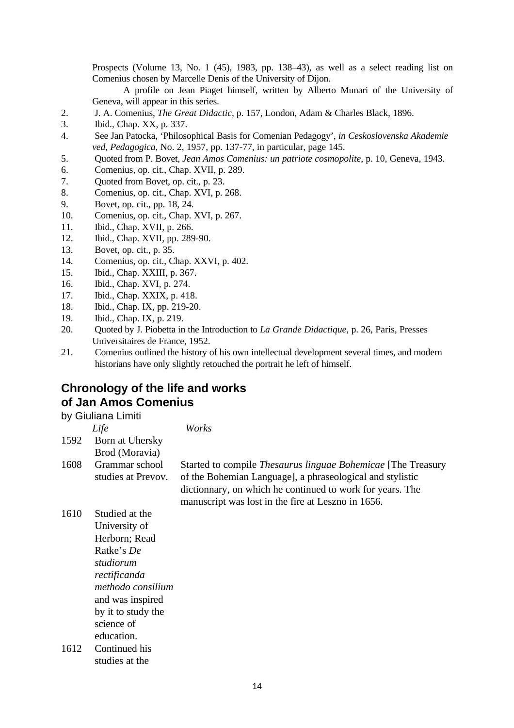Prospects (Volume 13, No. 1 (45), 1983, pp. 138–43), as well as a select reading list on Comenius chosen by Marcelle Denis of the University of Dijon.

A profile on Jean Piaget himself, written by Alberto Munari of the University of Geneva, will appear in this series.

2. J. A. Comenius, *The Great Didactic*, p. 157, London, Adam & Charles Black, 1896.
3. Ibid., Chap. XX, p. 337.
4. See Jan Patocka, 'Philosophical Basis for Comenian Pedagogy', *in Ceskoslovenska Akademie ved, Pedagogica*, No. 2, 1957, pp. 137-77, in particular, page 145.
5. Quoted from P. Bovet, *Jean Amos Comenius: un patriote cosmopolite*, p. 10, Geneva, 1943.
6. Comenius, op. cit., Chap. XVII, p. 289.
7. Quoted from Bovet, op. cit., p. 23.
8. Comenius, op. cit., Chap. XVI, p. 268.
9. Bovet, op. cit., pp. 18, 24.
10. Comenius, op. cit., Chap. XVI, p. 267.
11. Ibid., Chap. XVII, p. 266.
12. Ibid., Chap. XVII, pp. 289-90.
13. Bovet, op. cit., p. 35.
14. Comenius, op. cit., Chap. XXVI, p. 402.
15. Ibid., Chap. XXIII, p. 367.
16. Ibid., Chap. XVI, p. 274.
17. Ibid., Chap. XXIX, p. 418.
18. Ibid., Chap. IX, pp. 219-20.
19. Ibid., Chap. IX, p. 219.
20. Quoted by J. Piobetta in the Introduction to *La Grande Didactique*, p. 26, Paris, Presses Universitaires de France, 1952.
21. Comenius outlined the history of his own intellectual development several times, and modern historians have only slightly retouched the portrait he left of himself.

## Chronology of the life and works of Jan Amos Comenius

by Giuliana Limiti

| | *Life* | *Works* |
|---|---|---|
| 1592 | Born at Uhersky Brod (Moravia) | |
| 1608 | Grammar school studies at Prevov. | Started to compile *Thesaurus linguae Bohemicae* [The Treasury of the Bohemian Language], a phraseological and stylistic dictionnary, on which he continued to work for years. The manuscript was lost in the fire at Leszno in 1656. |
| 1610 | Studied at the University of Herborn; Read Ratke's *De studiorum rectificanda methodo consilium* and was inspired by it to study the science of education. | |
| 1612 | Continued his studies at the | |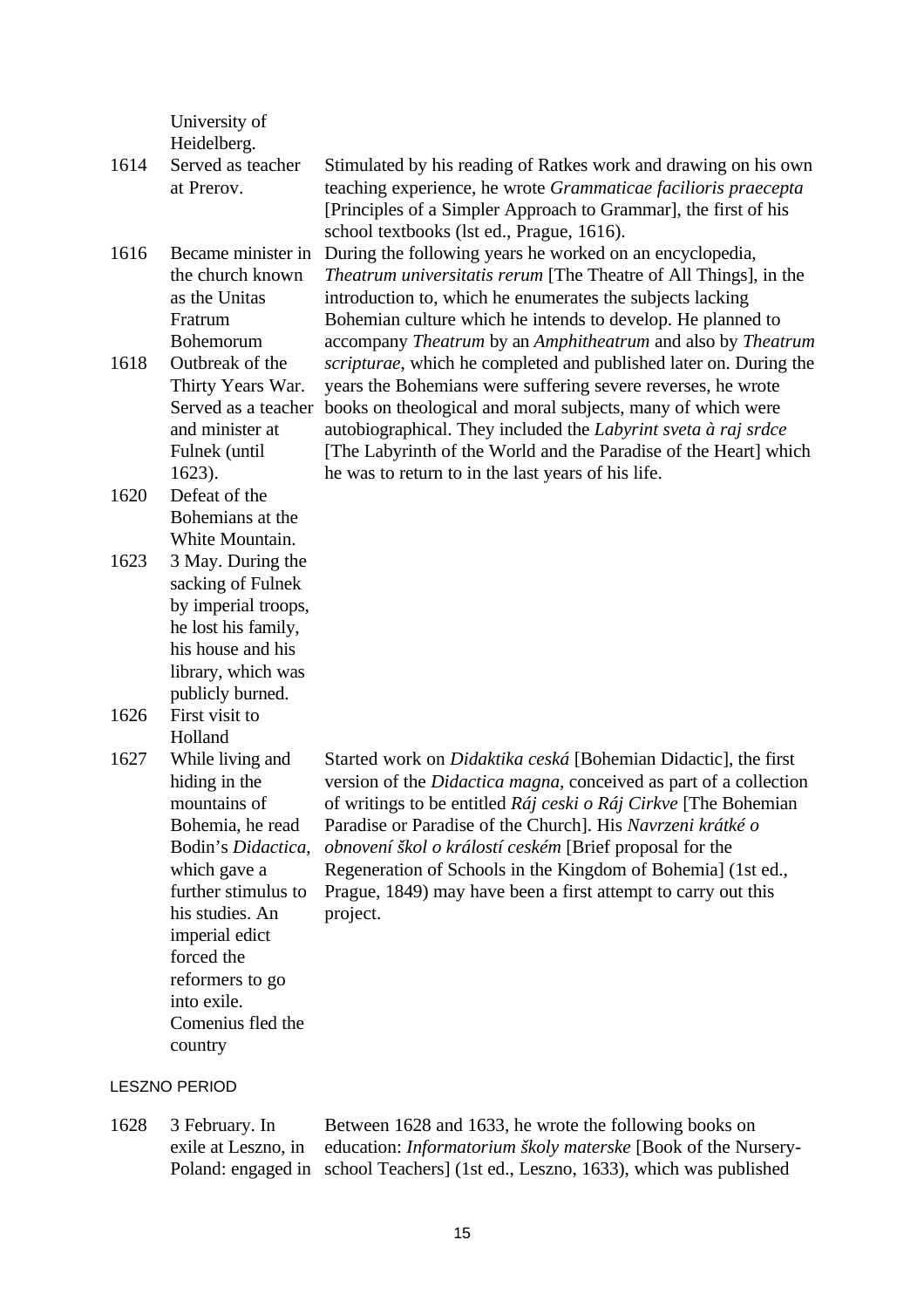| | | |
|---|---|---|
| | University of Heidelberg. | |
| 1614 | Served as teacher at Prerov. | Stimulated by his reading of Ratkes work and drawing on his own teaching experience, he wrote *Grammaticae facilioris praecepta* [Principles of a Simpler Approach to Grammar], the first of his school textbooks (lst ed., Prague, 1616). |
| 1616 | Became minister in the church known as the Unitas Fratrum Bohemorum | During the following years he worked on an encyclopedia, *Theatrum universitatis rerum* [The Theatre of All Things], in the introduction to, which he enumerates the subjects lacking Bohemian culture which he intends to develop. He planned to accompany *Theatrum* by an *Amphitheatrum* and also by *Theatrum scripturae*, which he completed and published later on. During the years the Bohemians were suffering severe reverses, he wrote books on theological and moral subjects, many of which were autobiographical. They included the *Labyrint sveta à raj srdce* [The Labyrinth of the World and the Paradise of the Heart] which he was to return to in the last years of his life. |
| 1618 | Outbreak of the Thirty Years War. Served as a teacher and minister at Fulnek (until 1623). | |
| 1620 | Defeat of the Bohemians at the White Mountain. | |
| 1623 | 3 May. During the sacking of Fulnek by imperial troops, he lost his family, his house and his library, which was publicly burned. | |
| 1626 | First visit to Holland | |
| 1627 | While living and hiding in the mountains of Bohemia, he read Bodin's *Didactica*, which gave a further stimulus to his studies. An imperial edict forced the reformers to go into exile. Comenius fled the country | Started work on *Didaktika ceská* [Bohemian Didactic], the first version of the *Didactica magna*, conceived as part of a collection of writings to be entitled *Ráj ceski o Ráj Cirkve* [The Bohemian Paradise or Paradise of the Church]. His *Navrzeni krátké o obnovení škol o královstí ceském* [Brief proposal for the Regeneration of Schools in the Kingdom of Bohemia] (1st ed., Prague, 1849) may have been a first attempt to carry out this project. |

LESZNO PERIOD

| | | |
|---|---|---|
| 1628 | 3 February. In exile at Leszno, in Poland: engaged in | Between 1628 and 1633, he wrote the following books on education: *Informatorium školy materske* [Book of the Nursery-school Teachers] (1st ed., Leszno, 1633), which was published |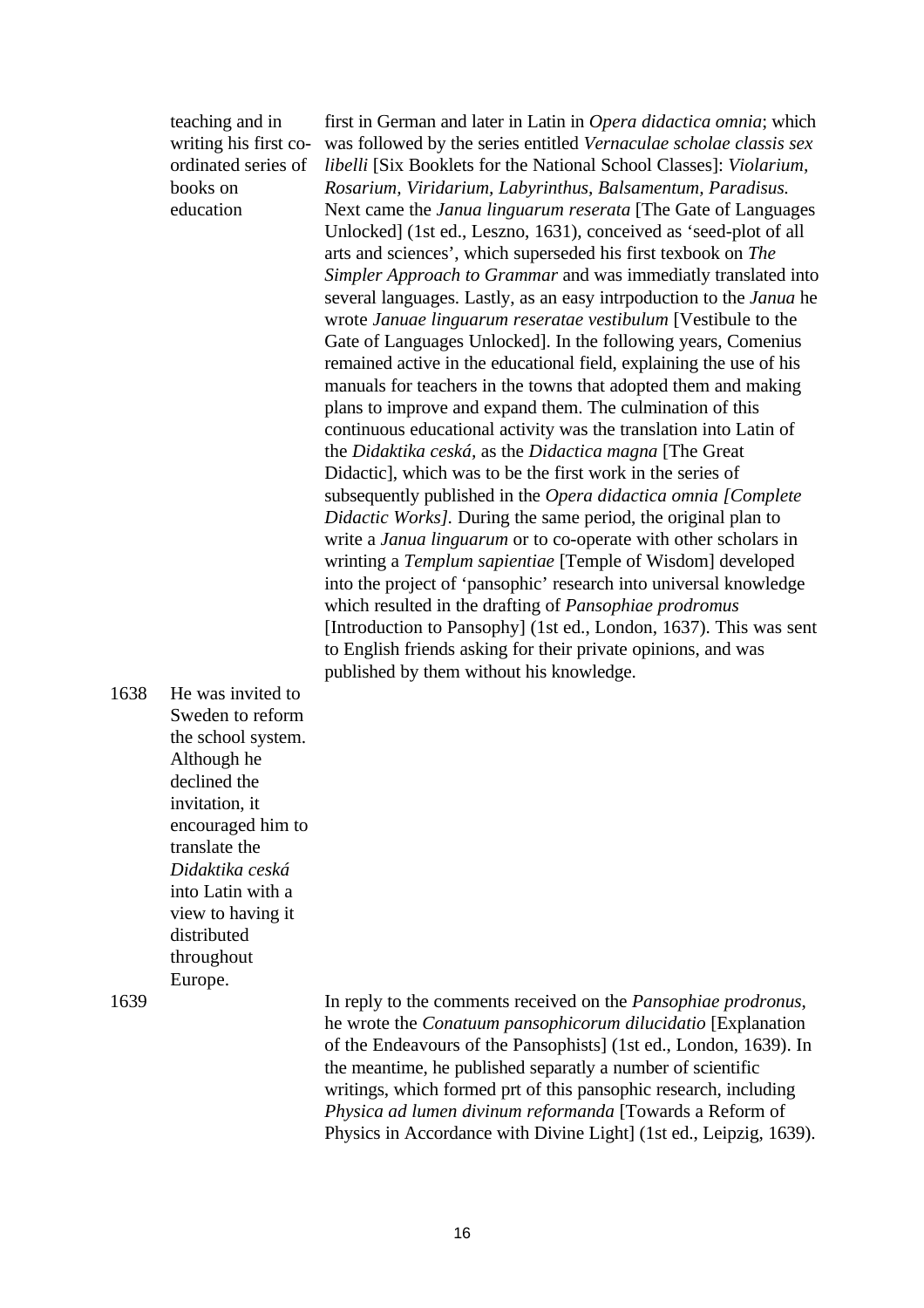| | | |
|---|---|---|
| | teaching and in writing his first co-ordinated series of books on education | first in German and later in Latin in *Opera didactica omnia*; which was followed by the series entitled *Vernaculae scholae classis sex libelli* [Six Booklets for the National School Classes]: *Violarium, Rosarium, Viridarium, Labyrinthus, Balsamentum, Paradisus.* Next came the *Janua linguarum reserata* [The Gate of Languages Unlocked] (1st ed., Leszno, 1631), conceived as 'seed-plot of all arts and sciences', which superseded his first texbook on *The Simpler Approach to Grammar* and was immediatly translated into several languages. Lastly, as an easy intrpoduction to the *Janua* he wrote *Januae linguarum reseratae vestibulum* [Vestibule to the Gate of Languages Unlocked]. In the following years, Comenius remained active in the educational field, explaining the use of his manuals for teachers in the towns that adopted them and making plans to improve and expand them. The culmination of this continuous educational activity was the translation into Latin of the *Didaktika ceská,* as the *Didactica magna* [The Great Didactic], which was to be the first work in the series of subsequently published in the *Opera didactica omnia [Complete Didactic Works].* During the same period, the original plan to write a *Janua linguarum* or to co-operate with other scholars in wrinting a *Templum sapientiae* [Temple of Wisdom] developed into the project of 'pansophic' research into universal knowledge which resulted in the drafting of *Pansophiae prodromus* [Introduction to Pansophy] (1st ed., London, 1637). This was sent to English friends asking for their private opinions, and was published by them without his knowledge. |
| 1638 | He was invited to Sweden to reform the school system. Although he declined the invitation, it encouraged him to translate the *Didaktika ceská* into Latin with a view to having it distributed throughout Europe. | |
| 1639 | | In reply to the comments received on the *Pansophiae prodronus*, he wrote the *Conatuum pansophicorum dilucidatio* [Explanation of the Endeavours of the Pansophists] (1st ed., London, 1639). In the meantime, he published separatly a number of scientific writings, which formed prt of this pansophic research, including *Physica ad lumen divinum reformanda* [Towards a Reform of Physics in Accordance with Divine Light] (1st ed., Leipzig, 1639). |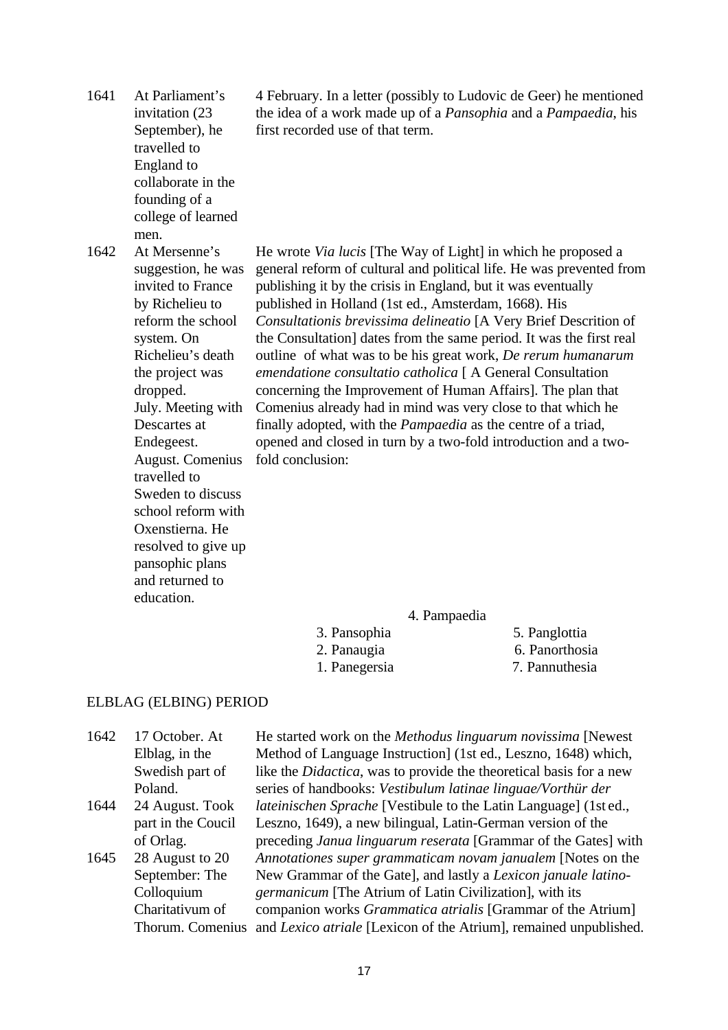| | | |
|---|---|---|
| 1641 | At Parliament's invitation (23 September), he travelled to England to collaborate in the founding of a college of learned men. | 4 February. In a letter (possibly to Ludovic de Geer) he mentioned the idea of a work made up of a *Pansophia* and a *Pampaedia*, his first recorded use of that term. |
| 1642 | At Mersenne's suggestion, he was invited to France by Richelieu to reform the school system. On Richelieu's death the project was dropped. July. Meeting with Descartes at Endegeest. August. Comenius travelled to Sweden to discuss school reform with Oxenstierna. He resolved to give up pansophic plans and returned to education. | He wrote *Via lucis* [The Way of Light] in which he proposed a general reform of cultural and political life. He was prevented from publishing it by the crisis in England, but it was eventually published in Holland (1st ed., Amsterdam, 1668). His *Consultationis brevissima delineatio* [A Very Brief Descrition of the Consultation] dates from the same period. It was the first real outline of what was to be his great work, *De rerum humanarum emendatione consultatio catholica* [ A General Consultation concerning the Improvement of Human Affairs]. The plan that Comenius already had in mind was very close to that which he finally adopted, with the *Pampaedia* as the centre of a triad, opened and closed in turn by a two-fold introduction and a two-fold conclusion: |

| | 4. Pampaedia | |
|---|---|---|
| 3. Pansophia | | 5. Panglottia |
| 2. Panaugia | | 6. Panorthosia |
| 1. Panegersia | | 7. Pannuthesia |

## ELBLAG (ELBING) PERIOD

| | | |
|---|---|---|
| 1642 | 17 October. At Elblag, in the Swedish part of Poland. | He started work on the *Methodus linguarum novissima* [Newest Method of Language Instruction] (1st ed., Leszno, 1648) which, like the *Didactica*, was to provide the theoretical basis for a new series of handbooks: *Vestibulum latinae linguae/Vorthür der lateinischen Sprache* [Vestibule to the Latin Language] (1st ed., Leszno, 1649), a new bilingual, Latin-German version of the preceding *Janua linguarum reserata* [Grammar of the Gates] with *Annotationes super grammaticam novam janualem* [Notes on the New Grammar of the Gate], and lastly a *Lexicon januale latino-germanicum* [The Atrium of Latin Civilization], with its companion works *Grammatica atrialis* [Grammar of the Atrium] and *Lexico atriale* [Lexicon of the Atrium], remained unpublished. |
| 1644 | 24 August. Took part in the Coucil of Orlag. | |
| 1645 | 28 August to 20 September: The Colloquium Charitativum of Thorum. Comenius | |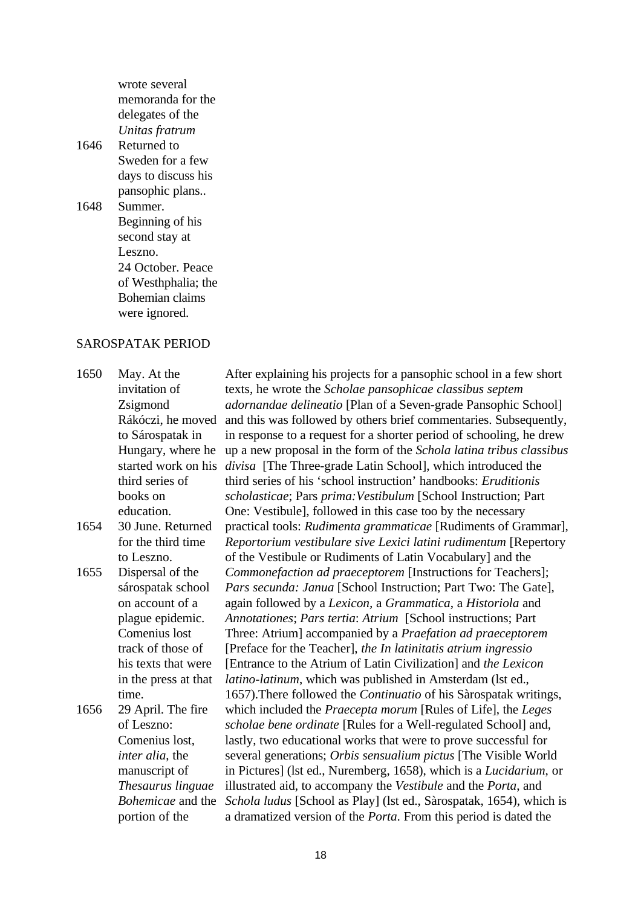| | | |
|---|---|---|
| | wrote several memoranda for the delegates of the *Unitas fratrum* | |
| 1646 | Returned to Sweden for a few days to discuss his pansophic plans.. | |
| 1648 | Summer. Beginning of his second stay at Leszno. 24 October. Peace of Westhphalia; the Bohemian claims were ignored. | |

SAROSPATAK PERIOD

| | | |
|---|---|---|
| 1650 | May. At the invitation of Zsigmond Rákóczi, he moved to Sárospatak in Hungary, where he started work on his third series of books on education. | After explaining his projects for a pansophic school in a few short texts, he wrote the *Scholae pansophicae classibus septem adornandae delineatio* [Plan of a Seven-grade Pansophic School] and this was followed by others brief commentaries. Subsequently, in response to a request for a shorter period of schooling, he drew up a new proposal in the form of the *Schola latina tribus classibus divisa* [The Three-grade Latin School], which introduced the third series of his 'school instruction' handbooks: *Eruditionis scholasticae*; Pars *prima:Vestibulum* [School Instruction; Part One: Vestibule], followed in this case too by the necessary practical tools: *Rudimenta grammaticae* [Rudiments of Grammar], *Reportorium vestibulare sive Lexici latini rudimentum* [Repertory of the Vestibule or Rudiments of Latin Vocabulary] and the *Commonefaction ad praeceptorem* [Instructions for Teachers]; *Pars secunda: Janua* [School Instruction; Part Two: The Gate], again followed by a *Lexicon*, a *Grammatica*, a *Historiola* and *Annotationes*; *Pars tertia*: *Atrium* [School instructions; Part Three: Atrium] accompanied by a *Praefation ad praeceptorem* [Preface for the Teacher], *the In latinitatis atrium ingressio* [Entrance to the Atrium of Latin Civilization] and *the Lexicon latino-latinum*, which was published in Amsterdam (lst ed., 1657).There followed the *Continuatio* of his Sàrospatak writings, which included the *Praecepta morum* [Rules of Life], the *Leges scholae bene ordinate* [Rules for a Well-regulated School] and, lastly, two educational works that were to prove successful for several generations; *Orbis sensualium pictus* [The Visible World in Pictures] (lst ed., Nuremberg, 1658), which is a *Lucidarium*, or illustrated aid, to accompany the *Vestibule* and the *Porta*, and *Schola ludus* [School as Play] (lst ed., Sàrospatak, 1654), which is a dramatized version of the *Porta*. From this period is dated the |
| 1654 | 30 June. Returned for the third time to Leszno. | |
| 1655 | Dispersal of the sárospatak school on account of a plague epidemic. Comenius lost track of those of his texts that were in the press at that time. | |
| 1656 | 29 April. The fire of Leszno: Comenius lost, *inter alia*, the manuscript of *Thesaurus linguae Bohemicae* and the portion of the | |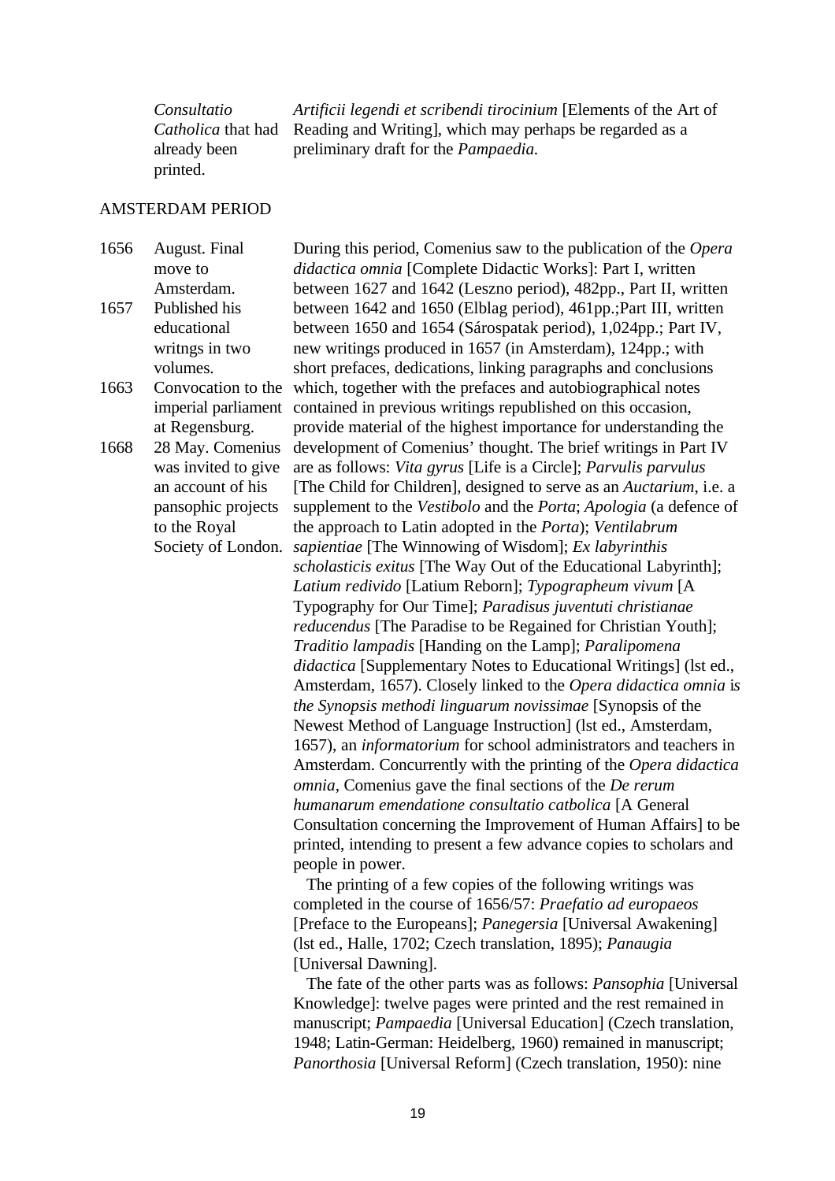| | | |
|---|---|---|
| | *Consultatio Catholica* that had already been printed. | *Artificii legendi et scribendi tirocinium* [Elements of the Art of Reading and Writing], which may perhaps be regarded as a preliminary draft for the *Pampaedia.* |

AMSTERDAM PERIOD

| | | |
|---|---|---|
| 1656 | August. Final move to Amsterdam. | During this period, Comenius saw to the publication of the *Opera didactica omnia* [Complete Didactic Works]: Part I, written between 1627 and 1642 (Leszno period), 482pp., Part II, written between 1642 and 1650 (Elblag period), 461pp.;Part III, written between 1650 and 1654 (Sárospatak period), 1,024pp.; Part IV, new writings produced in 1657 (in Amsterdam), 124pp.; with short prefaces, dedications, linking paragraphs and conclusions which, together with the prefaces and autobiographical notes contained in previous writings republished on this occasion, provide material of the highest importance for understanding the development of Comenius' thought. The brief writings in Part IV are as follows: *Vita gyrus* [Life is a Circle]; *Parvulis parvulus* [The Child for Children], designed to serve as an *Auctarium*, i.e. a supplement to the *Vestibolo* and the *Porta*; *Apologia* (a defence of the approach to Latin adopted in the *Porta*); *Ventilabrum sapientiae* [The Winnowing of Wisdom]; *Ex labyrinthis scholasticis exitus* [The Way Out of the Educational Labyrinth]; *Latium redivido* [Latium Reborn]; *Typographeum vivum* [A Typography for Our Time]; *Paradisus juventuti christianae reducendus* [The Paradise to be Regained for Christian Youth]; *Traditio lampadis* [Handing on the Lamp]; *Paralipomena didactica* [Supplementary Notes to Educational Writings] (lst ed., Amsterdam, 1657). Closely linked to the *Opera didactica omnia* i*s the Synopsis methodi linguarum novissimae* [Synopsis of the Newest Method of Language Instruction] (lst ed., Amsterdam, 1657), an *informatorium* for school administrators and teachers in Amsterdam. Concurrently with the printing of the *Opera didactica omnia*, Comenius gave the final sections of the *De rerum humanarum emendatione consultatio catbolica* [A General Consultation concerning the Improvement of Human Affairs] to be printed, intending to present a few advance copies to scholars and people in power.<br><br>The printing of a few copies of the following writings was completed in the course of 1656/57: *Praefatio ad europaeos* [Preface to the Europeans]; *Panegersia* [Universal Awakening] (lst ed., Halle, 1702; Czech translation, 1895); *Panaugia* [Universal Dawning].<br><br>The fate of the other parts was as follows: *Pansophia* [Universal Knowledge]: twelve pages were printed and the rest remained in manuscript; *Pampaedia* [Universal Education] (Czech translation, 1948; Latin-German: Heidelberg, 1960) remained in manuscript; *Panorthosia* [Universal Reform] (Czech translation, 1950): nine |
| 1657 | Published his educational writngs in two volumes. | |
| 1663 | Convocation to the imperial parliament at Regensburg. | |
| 1668 | 28 May. Comenius was invited to give an account of his pansophic projects to the Royal Society of London. | |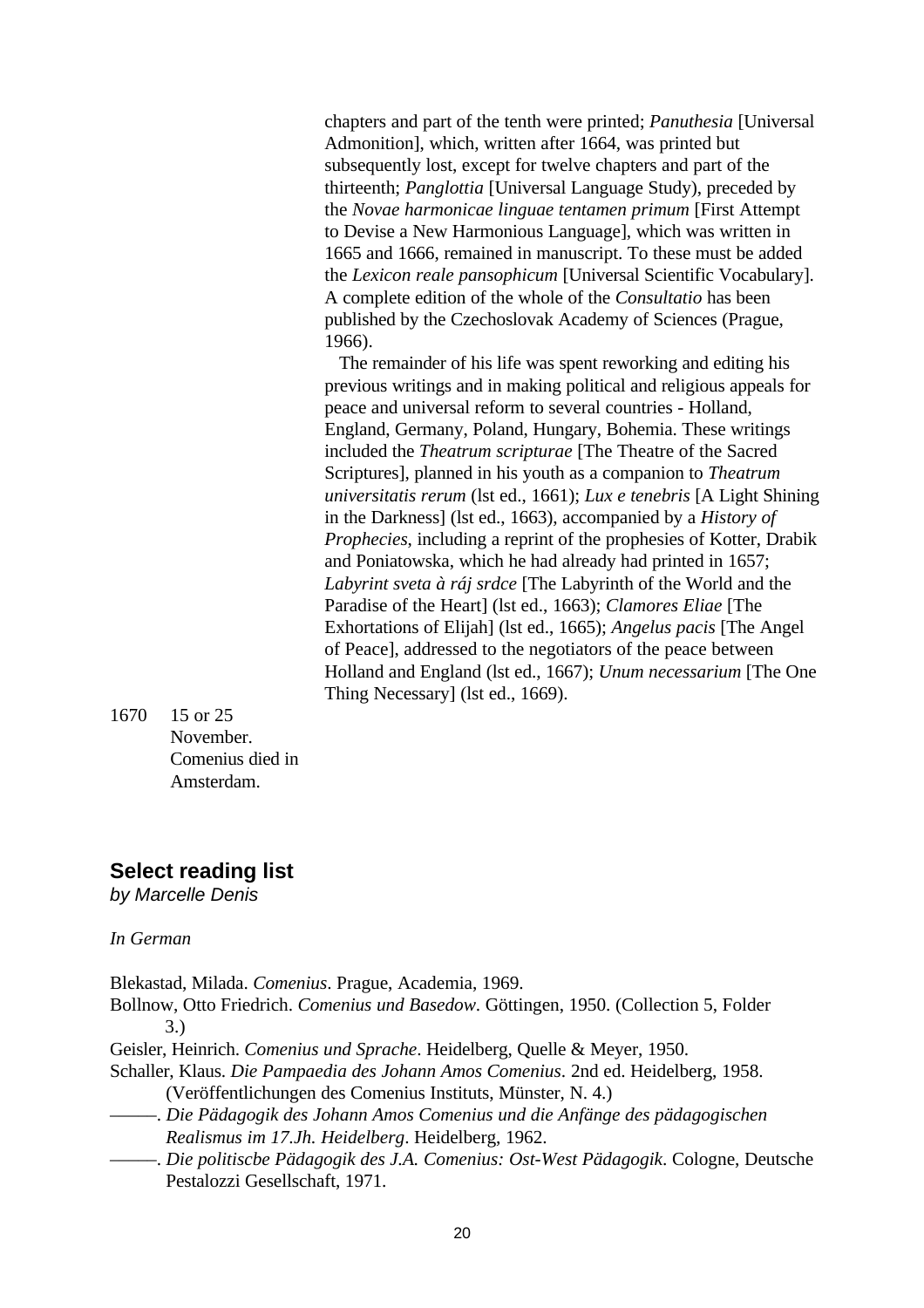chapters and part of the tenth were printed; *Panuthesia* [Universal Admonition], which, written after 1664, was printed but subsequently lost, except for twelve chapters and part of the thirteenth; *Panglottia* [Universal Language Study), preceded by the *Novae harmonicae linguae tentamen primum* [First Attempt to Devise a New Harmonious Language], which was written in 1665 and 1666, remained in manuscript. To these must be added the *Lexicon reale pansophicum* [Universal Scientific Vocabulary]. A complete edition of the whole of the *Consultatio* has been published by the Czechoslovak Academy of Sciences (Prague, 1966).

The remainder of his life was spent reworking and editing his previous writings and in making political and religious appeals for peace and universal reform to several countries - Holland, England, Germany, Poland, Hungary, Bohemia. These writings included the *Theatrum scripturae* [The Theatre of the Sacred Scriptures], planned in his youth as a companion to *Theatrum universitatis rerum* (lst ed., 1661); *Lux e tenebris* [A Light Shining in the Darkness] (lst ed., 1663), accompanied by a *History of Prophecies*, including a reprint of the prophesies of Kotter, Drabik and Poniatowska, which he had already had printed in 1657; *Labyrint sveta à ráj srdce* [The Labyrinth of the World and the Paradise of the Heart] (lst ed., 1663); *Clamores Eliae* [The Exhortations of Elijah] (lst ed., 1665); *Angelus pacis* [The Angel of Peace], addressed to the negotiators of the peace between Holland and England (lst ed., 1667); *Unum necessarium* [The One Thing Necessary] (lst ed., 1669).

1670 15 or 25 November. Comenius died in Amsterdam.

## Select reading list

*by Marcelle Denis*

*In German*

Blekastad, Milada. *Comenius*. Prague, Academia, 1969.

Bollnow, Otto Friedrich. *Comenius und Basedow*. Göttingen, 1950. (Collection 5, Folder 3.)

Geisler, Heinrich. *Comenius und Sprache*. Heidelberg, Quelle & Meyer, 1950.

Schaller, Klaus. *Die Pampaedia des Johann Amos Comenius*. 2nd ed. Heidelberg, 1958. (Veröffentlichungen des Comenius Instituts, Münster, N. 4.)

———. *Die Pädagogik des Johann Amos Comenius und die Anfänge des pädagogischen Realismus im 17.Jh. Heidelberg*. Heidelberg, 1962.

———. *Die politiscbe Pädagogik des J.A. Comenius: Ost-West Pädagogik*. Cologne, Deutsche Pestalozzi Gesellschaft, 1971.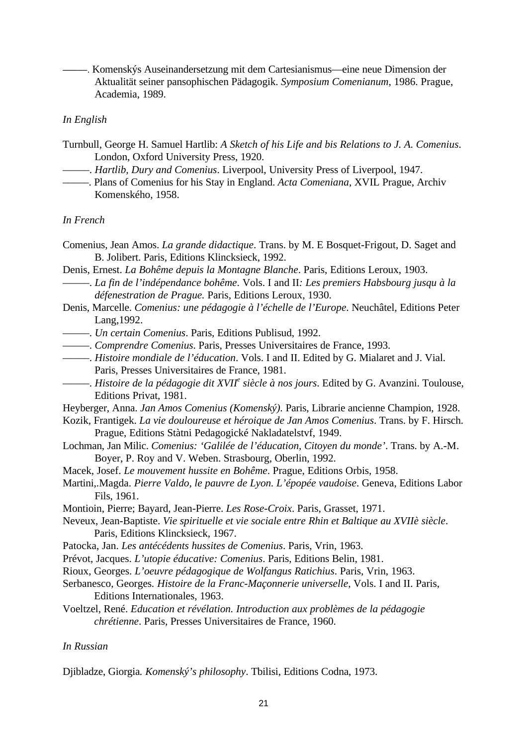———. Komenskýs Auseinandersetzung mit dem Cartesianismus—eine neue Dimension der Aktualität seiner pansophischen Pädagogik. *Symposium Comenianum*, 1986. Prague, Academia, 1989.

*In English*

Turnbull, George H. Samuel Hartlib: *A Sketch of his Life and bis Relations to J. A. Comenius*. London, Oxford University Press, 1920.

———. *Hartlib, Dury and Comenius*. Liverpool, University Press of Liverpool, 1947.

———. Plans of Comenius for his Stay in England. *Acta Comeniana*, XVIL Prague, Archiv Komenského, 1958.

*In French*

Comenius, Jean Amos. *La grande didactique*. Trans. by M. E Bosquet-Frigout, D. Saget and B. Jolibert. Paris, Editions Klincksieck, 1992.

Denis, Ernest. *La Bohême depuis la Montagne Blanche*. Paris, Editions Leroux, 1903.

———. *La fin de l'indépendance bohême*. Vols. I and II*: Les premiers Habsbourg jusqu à la défenestration de Prague.* Paris, Editions Leroux, 1930.

Denis, Marcelle. *Comenius: une pédagogie à l'échelle de l'Europe*. Neuchâtel, Editions Peter Lang,1992.

———. *Un certain Comenius*. Paris, Editions Publisud, 1992.

———. *Comprendre Comenius*. Paris, Presses Universitaires de France, 1993.

———. *Histoire mondiale de l'éducation*. Vols. I and II. Edited by G. Mialaret and J. Vial. Paris, Presses Universitaires de France, 1981.

———. *Histoire de la pédagogie dit XVII[e] siècle à nos jours*. Edited by G. Avanzini. Toulouse, Editions Privat, 1981.

Heyberger, Anna. *Jan Amos Comenius (Komenský).* Paris, Librarie ancienne Champion, 1928.

Kozik, Frantigek. *La vie douloureuse et héroique de Jan Amos Comenius*. Trans. by F. Hirsch. Prague, Editions Stàtni Pedagogické Nakladatelstvf, 1949.

Lochman, Jan Milic. *Comenius: 'Galilée de l'éducation, Citoyen du monde'*. Trans. by A.-M. Boyer, P. Roy and V. Weben. Strasbourg, Oberlin, 1992.

Macek, Josef. *Le mouvement hussite en Bohême*. Prague, Editions Orbis, 1958.

Martini,.Magda. *Pierre Valdo, le pauvre de Lyon. L'épopée vaudoise*. Geneva, Editions Labor Fils, 1961.

Montioin, Pierre; Bayard, Jean-Pierre. *Les Rose-Croix*. Paris, Grasset, 1971.

Neveux, Jean-Baptiste. *Vie spirituelle et vie sociale entre Rhin et Baltique au XVIIè siècle*. Paris, Editions Klincksieck, 1967.

Patocka, Jan. *Les antécédents hussites de Comenius*. Paris, Vrin, 1963.

Prévot, Jacques. *L'utopie éducative: Comenius*. Paris, Editions Belin, 1981.

Rioux, Georges. *L'oeuvre pédagogique de Wolfangus Ratichius*. Paris, Vrin, 1963.

Serbanesco, Georges*. Histoire de la Franc-Maçonnerie universelle*, Vols. I and II. Paris, Editions Internationales, 1963.

Voeltzel, René. *Education et révélation. Introduction aux problèmes de la pédagogie chrétienne*. Paris, Presses Universitaires de France, 1960.

*In Russian*

Djibladze, Giorgia*. Komenský's philosophy*. Tbilisi, Editions Codna, 1973.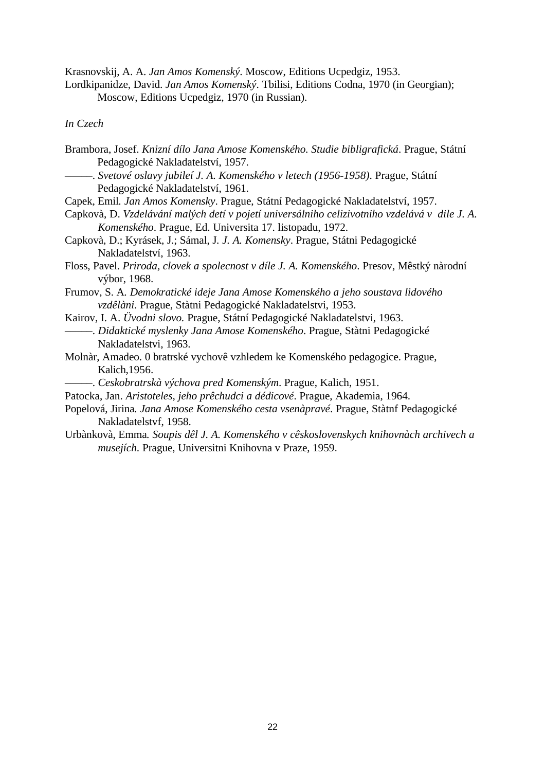Krasnovskij, A. A. *Jan Amos Komenský*. Moscow, Editions Ucpedgiz, 1953.

Lordkipanidze, David. *Jan Amos Komenský*. Tbilisi, Editions Codna, 1970 (in Georgian); Moscow, Editions Ucpedgiz, 1970 (in Russian).

*In Czech*

Brambora, Josef. *Knizní dílo Jana Amose Komenského. Studie bibligrafická*. Prague, Státní Pedagogické Nakladatelství, 1957.

———. *Svetové oslavy jubileí J. A. Komenského v letech (1956-1958)*. Prague, Státní Pedagogické Nakladatelství, 1961.

Capek, Emil. *Jan Amos Komensky*. Prague, Státní Pedagogické Nakladatelství, 1957.

Capkovà, D. *Vzdelávání malých detí v pojetí universálniho celizivotniho vzdelává v dile J. A. Komenského*. Prague, Ed. Universita 17. listopadu, 1972.

Capkovà, D.; Kyrásek, J.; Sámal, J. *J. A. Komensky*. Prague, Státni Pedagogické Nakladatelství, 1963.

Floss, Pavel. *Priroda, clovek a spolecnost v díle J. A. Komenského*. Presov, Mêstký nàrodní výbor, 1968.

Frumov, S. A. *Demokratické ideje Jana Amose Komenského a jeho soustava lidového vzdêlàni*. Prague, Stàtni Pedagogické Nakladatelstvi, 1953.

Kairov, I. A. *Üvodni slovo.* Prague, Státní Pedagogické Nakladatelstvi, 1963.

———. *Didaktické myslenky Jana Amose Komenského*. Prague, Stàtni Pedagogické Nakladatelstvi, 1963.

Molnàr, Amadeo. 0 bratrské vychovê vzhledem ke Komenského pedagogice. Prague, Kalich,1956.

———. *Ceskobratrskà výchova pred Komenským*. Prague, Kalich, 1951.

Patocka, Jan. *Aristoteles, jeho prêchudci a dédicové*. Prague, Akademia, 1964.

Popelová, Jirina. *Jana Amose Komenského cesta vsenàpravé*. Prague, Stàtnf Pedagogické Nakladatelstvf, 1958.

Urbànkovà, Emma. *Soupis dêl J. A. Komenského v cêskoslovenskych knihovnàch archivech a musejích*. Prague, Universitni Knihovna v Praze, 1959.